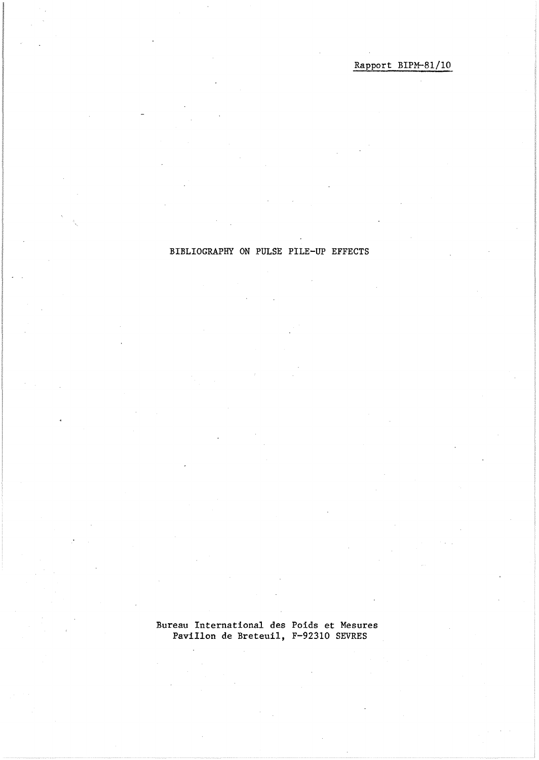Rapport BIPM-81/10

# BIBLIOGRAPHY ON PULSE PILE-UP EFFECTS

Bureau International des Poids et Mesures
Pavillon de Breteuil, F-92310 SEVRES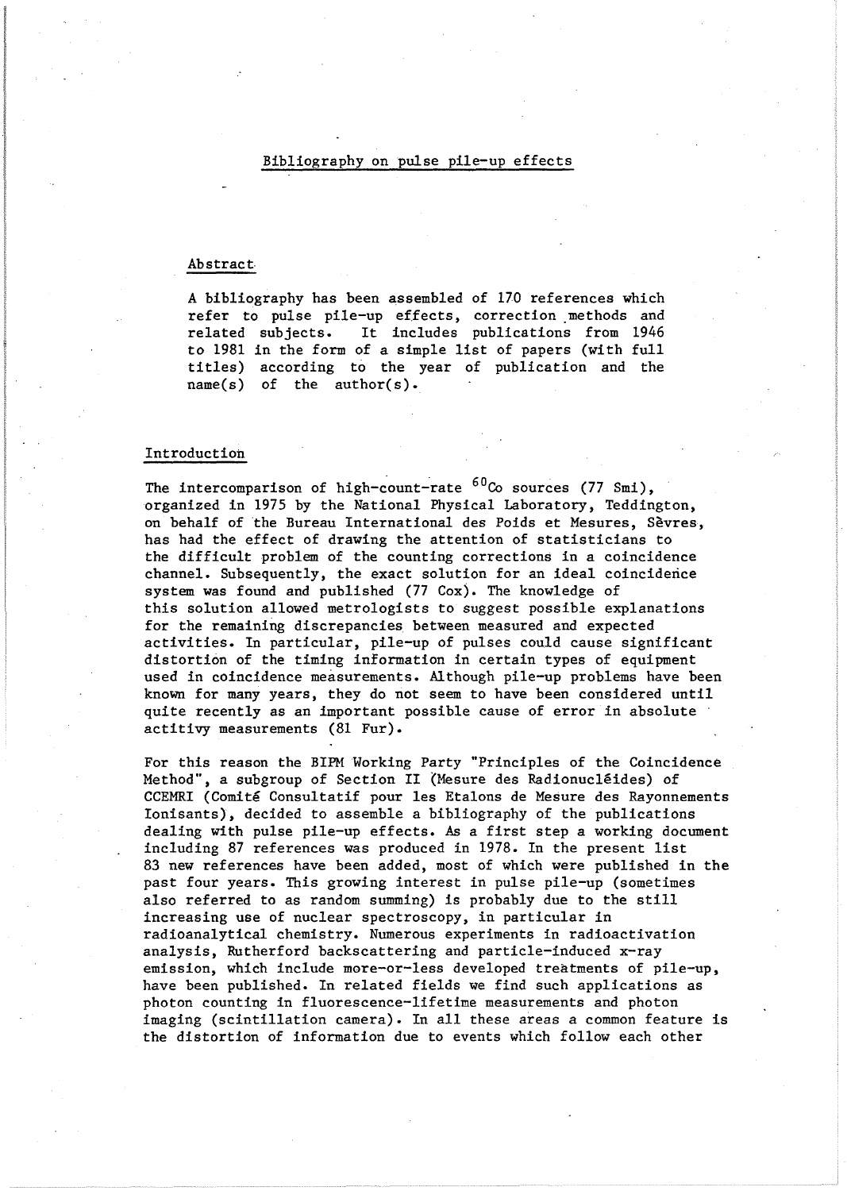# Bibliography on pulse pile-up effects

## Abstract

A bibliography has been assembled of 170 references which refer to pulse pile-up effects, correction methods and related subjects. It includes publications from 1946 to 1981 in the form of a simple list of papers (with full titles) according to the year of publication and the name(s) of the author(s).

## Introduction

The intercomparison of high-count-rate $^{60}Co$ sources (77 Smi), organized in 1975 by the National Physical Laboratory, Teddington, on behalf of the Bureau International des Poids et Mesures, Sèvres, has had the effect of drawing the attention of statisticians to the difficult problem of the counting corrections in a coincidence channel. Subsequently, the exact solution for an ideal coincidence system was found and published (77 Cox). The knowledge of this solution allowed metrologists to suggest possible explanations for the remaining discrepancies between measured and expected activities. In particular, pile-up of pulses could cause significant distortion of the timing information in certain types of equipment used in coincidence measurements. Although pile-up problems have been known for many years, they do not seem to have been considered until quite recently as an important possible cause of error in absolute actitivy measurements (81 Fur).

For this reason the BIPM Working Party "Principles of the Coincidence Method", a subgroup of Section II (Mesure des Radionucléides) of CCEMRI (Comité Consultatif pour les Etalons de Mesure des Rayonnements Ionisants), decided to assemble a bibliography of the publications dealing with pulse pile-up effects. As a first step a working document including 87 references was produced in 1978. In the present list 83 new references have been added, most of which were published in the past four years. This growing interest in pulse pile-up (sometimes also referred to as random summing) is probably due to the still increasing use of nuclear spectroscopy, in particular in radioanalytical chemistry. Numerous experiments in radioactivation analysis, Rutherford backscattering and particle-induced x-ray emission, which include more-or-less developed treatments of pile-up, have been published. In related fields we find such applications as photon counting in fluorescence-lifetime measurements and photon imaging (scintillation camera). In all these areas a common feature is the distortion of information due to events which follow each other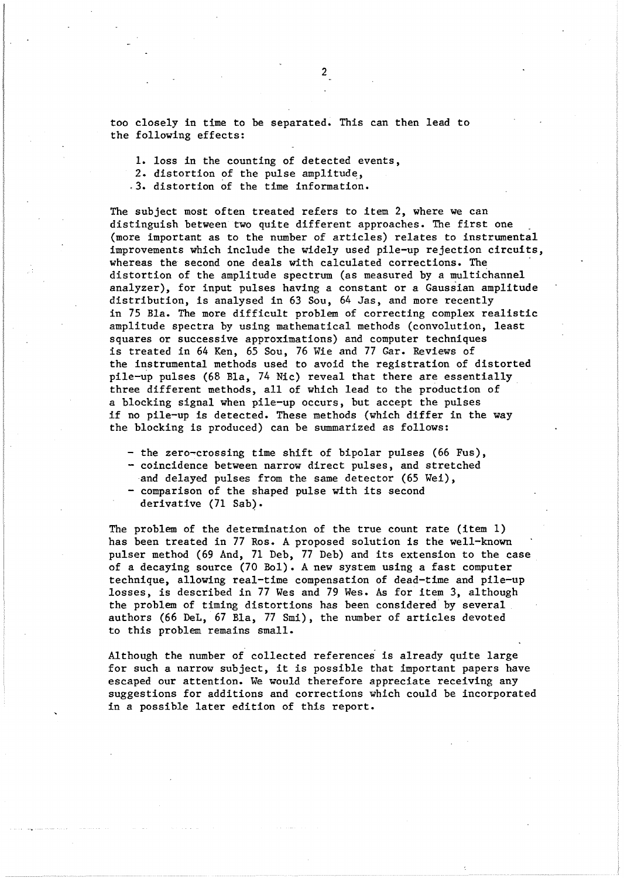too closely in time to be separated. This can then lead to the following effects:

1. loss in the counting of detected events,
2. distortion of the pulse amplitude,
3. distortion of the time information.

The subject most often treated refers to item 2, where we can distinguish between two quite different approaches. The first one (more important as to the number of articles) relates to instrumental improvements which include the widely used pile-up rejection circuits, whereas the second one deals with calculated corrections. The distortion of the amplitude spectrum (as measured by a multichannel analyzer), for input pulses having a constant or a Gaussian amplitude distribution, is analysed in 63 Sou, 64 Jas, and more recently in 75 Bla. The more difficult problem of correcting complex realistic amplitude spectra by using mathematical methods (convolution, least squares or successive approximations) and computer techniques is treated in 64 Ken, 65 Sou, 76 Wie and 77 Gar. Reviews of the instrumental methods used to avoid the registration of distorted pile-up pulses (68 Bla, 74 Nic) reveal that there are essentially three different methods, all of which lead to the production of a blocking signal when pile-up occurs, but accept the pulses if no pile-up is detected. These methods (which differ in the way the blocking is produced) can be summarized as follows:

- the zero-crossing time shift of bipolar pulses (66 Fus),
- coincidence between narrow direct pulses, and stretched and delayed pulses from the same detector (65 Wei),
- comparison of the shaped pulse with its second derivative (71 Sab).

The problem of the determination of the true count rate (item 1) has been treated in 77 Ros. A proposed solution is the well-known pulser method (69 And, 71 Deb, 77 Deb) and its extension to the case of a decaying source (70 Bol). A new system using a fast computer technique, allowing real-time compensation of dead-time and pile-up losses, is described in 77 Wes and 79 Wes. As for item 3, although the problem of timing distortions has been considered by several authors (66 DeL, 67 Bla, 77 Smi), the number of articles devoted to this problem remains small.

Although the number of collected references is already quite large for such a narrow subject, it is possible that important papers have escaped our attention. We would therefore appreciate receiving any suggestions for additions and corrections which could be incorporated in a possible later edition of this report.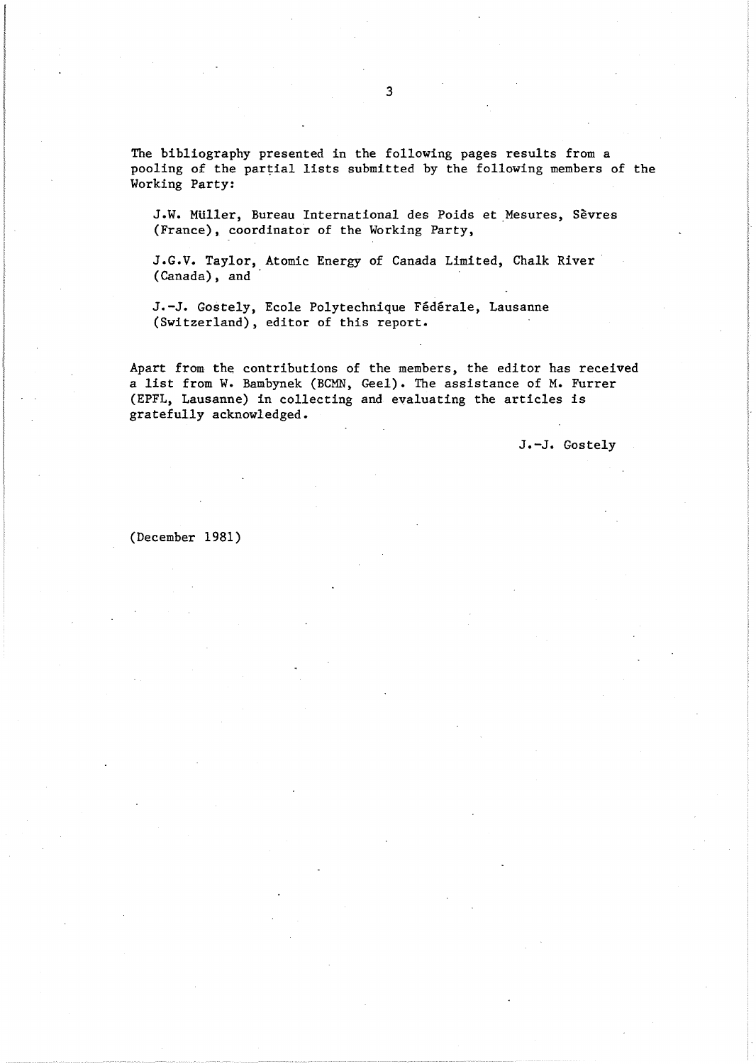The bibliography presented in the following pages results from a pooling of the partial lists submitted by the following members of the Working Party:

J.W. Müller, Bureau International des Poids et Mesures, Sèvres (France), coordinator of the Working Party,

J.G.V. Taylor, Atomic Energy of Canada Limited, Chalk River (Canada), and

J.-J. Gostely, Ecole Polytechnique Fédérale, Lausanne (Switzerland), editor of this report.

Apart from the contributions of the members, the editor has received a list from W. Bambynek (BCMN, Geel). The assistance of M. Furrer (EPFL, Lausanne) in collecting and evaluating the articles is gratefully acknowledged.

J.-J. Gostely

(December 1981)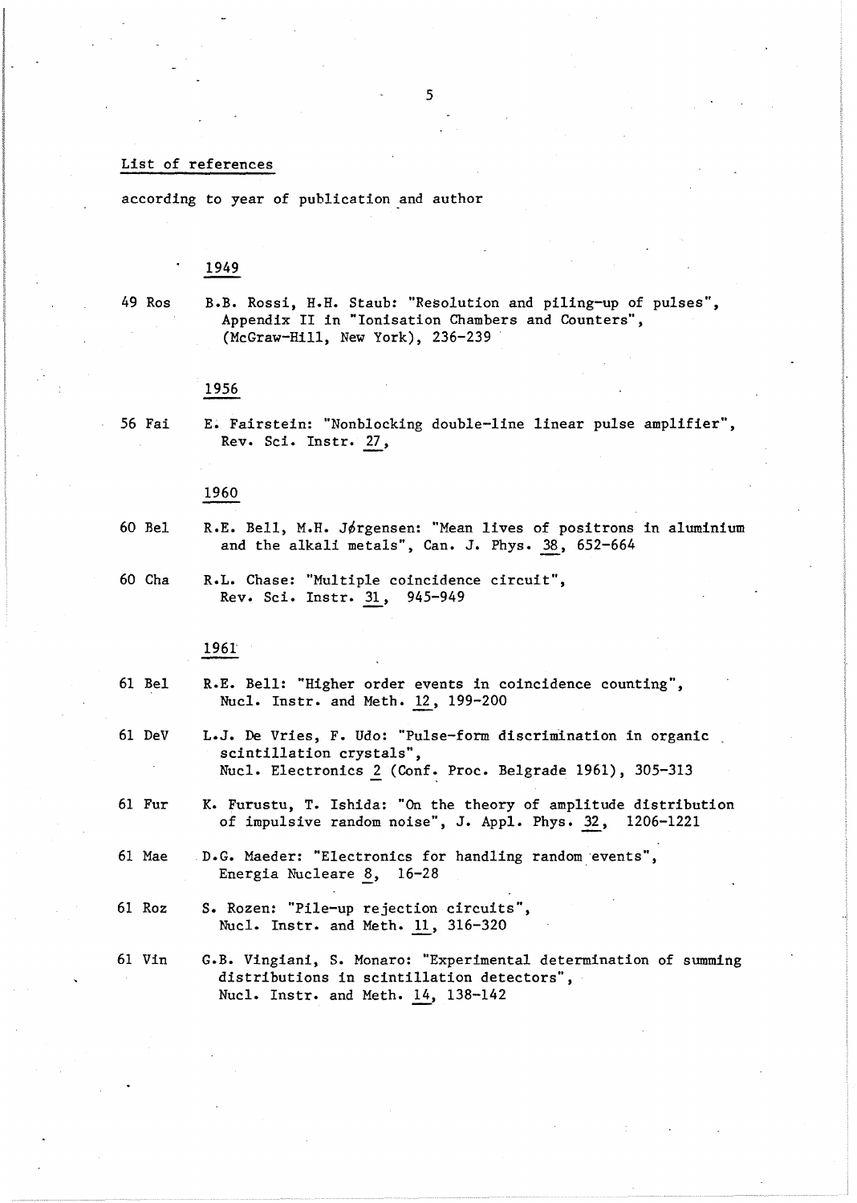## List of references

according to year of publication and author

### 1949

49 Ros B.B. Rossi, H.H. Staub: "Resolution and piling-up of pulses", Appendix II in "Ionisation Chambers and Counters", (McGraw-Hill, New York), 236-239

### 1956

56 Fai E. Fairstein: "Nonblocking double-line linear pulse amplifier", Rev. Sci. Instr. 27,

### 1960

60 Bel R.E. Bell, M.H. Jørgensen: "Mean lives of positrons in aluminium and the alkali metals", Can. J. Phys. 38, 652-664

60 Cha R.L. Chase: "Multiple coincidence circuit", Rev. Sci. Instr. 31, 945-949

### 1961

61 Bel R.E. Bell: "Higher order events in coincidence counting", Nucl. Instr. and Meth. 12, 199-200

61 DeV L.J. De Vries, F. Udo: "Pulse-form discrimination in organic scintillation crystals", Nucl. Electronics 2 (Conf. Proc. Belgrade 1961), 305-313

61 Fur K. Furustu, T. Ishida: "On the theory of amplitude distribution of impulsive random noise", J. Appl. Phys. 32, 1206-1221

61 Mae D.G. Maeder: "Electronics for handling random events", Energia Nucleare 8, 16-28

61 Roz S. Rozen: "Pile-up rejection circuits", Nucl. Instr. and Meth. 11, 316-320

61 Vin G.B. Vingiani, S. Monaro: "Experimental determination of summing distributions in scintillation detectors", Nucl. Instr. and Meth. 14, 138-142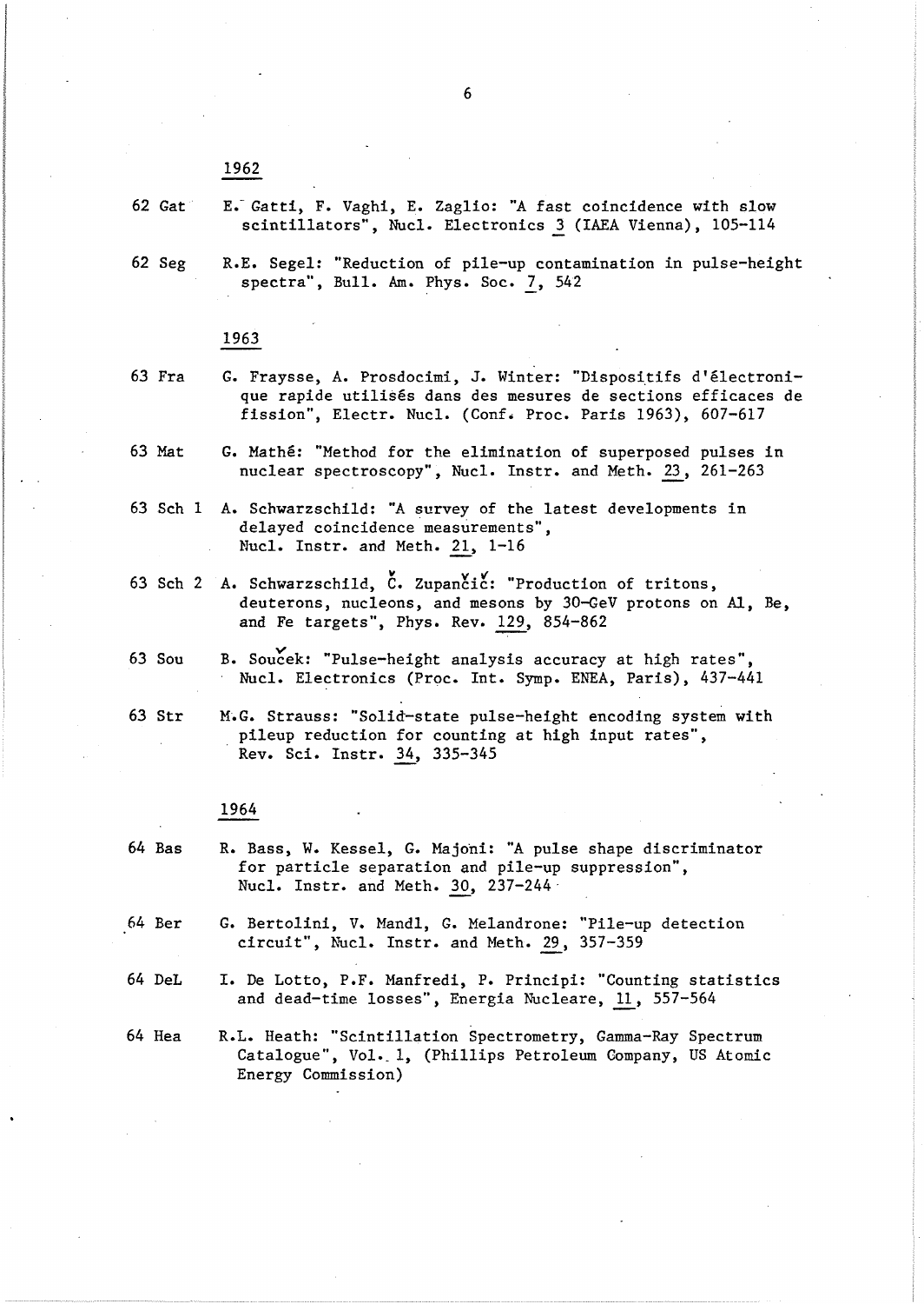## 1962

62 Gat E. Gatti, F. Vaghi, E. Zaglio: "A fast coincidence with slow scintillators", Nucl. Electronics 3 (IAEA Vienna), 105-114

62 Seg R.E. Segel: "Reduction of pile-up contamination in pulse-height spectra", Bull. Am. Phys. Soc. 7, 542

## 1963

63 Fra G. Fraysse, A. Prosdocimi, J. Winter: "Dispositifs d'électronique rapide utilisés dans des mesures de sections efficaces de fission", Electr. Nucl. (Conf. Proc. Paris 1963), 607-617

63 Mat G. Mathé: "Method for the elimination of superposed pulses in nuclear spectroscopy", Nucl. Instr. and Meth. 23, 261-263

63 Sch 1 A. Schwarzschild: "A survey of the latest developments in delayed coincidence measurements", Nucl. Instr. and Meth. 21, 1-16

63 Sch 2 A. Schwarzschild, Č. Zupančič: "Production of tritons, deuterons, nucleons, and mesons by 30-GeV protons on Al, Be, and Fe targets", Phys. Rev. 129, 854-862

63 Sou B. Souček: "Pulse-height analysis accuracy at high rates", Nucl. Electronics (Proc. Int. Symp. ENEA, Paris), 437-441

63 Str M.G. Strauss: "Solid-state pulse-height encoding system with pileup reduction for counting at high input rates", Rev. Sci. Instr. 34, 335-345

## 1964

64 Bas R. Bass, W. Kessel, G. Majoni: "A pulse shape discriminator for particle separation and pile-up suppression", Nucl. Instr. and Meth. 30, 237-244

64 Ber G. Bertolini, V. Mandl, G. Melandrone: "Pile-up detection circuit", Nucl. Instr. and Meth. 29, 357-359

64 DeL I. De Lotto, P.F. Manfredi, P. Principi: "Counting statistics and dead-time losses", Energia Nucleare, 11, 557-564

64 Hea R.L. Heath: "Scintillation Spectrometry, Gamma-Ray Spectrum Catalogue", Vol. 1, (Phillips Petroleum Company, US Atomic Energy Commission)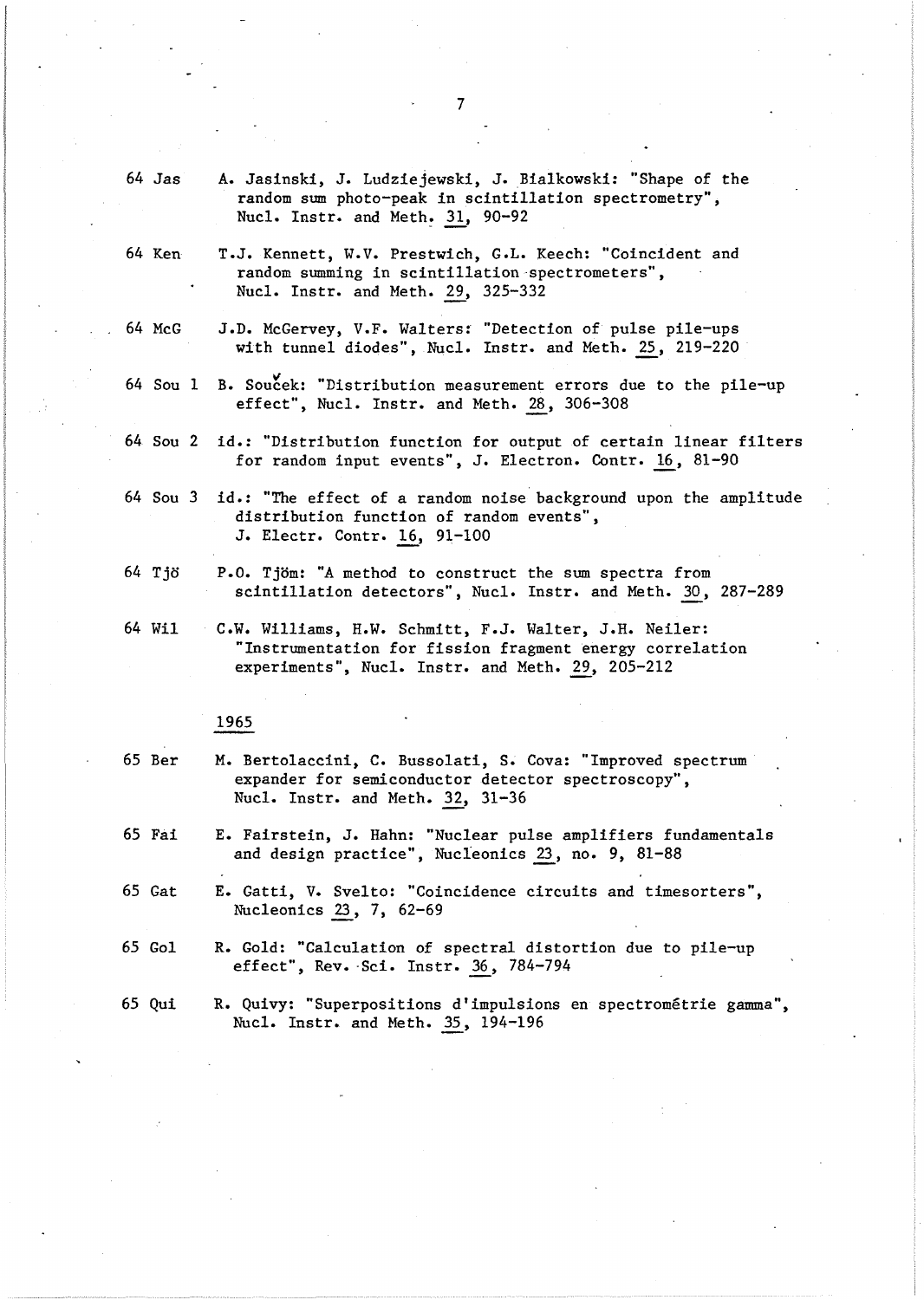64 Jas A. Jasinski, J. Ludziejewski, J. Bialkowski: "Shape of the random sum photo-peak in scintillation spectrometry", Nucl. Instr. and Meth. 31, 90-92

64 Ken T.J. Kennett, W.V. Prestwich, G.L. Keech: "Coincident and random summing in scintillation spectrometers", Nucl. Instr. and Meth. 29, 325-332

64 McG J.D. McGervey, V.F. Walters: "Detection of pulse pile-ups with tunnel diodes", Nucl. Instr. and Meth. 25, 219-220

64 Sou 1 B. Souček: "Distribution measurement errors due to the pile-up effect", Nucl. Instr. and Meth. 28, 306-308

64 Sou 2 id.: "Distribution function for output of certain linear filters for random input events", J. Electron. Contr. 16, 81-90

64 Sou 3 id.: "The effect of a random noise background upon the amplitude distribution function of random events", J. Electr. Contr. 16, 91-100

64 Tjö P.O. Tjöm: "A method to construct the sum spectra from scintillation detectors", Nucl. Instr. and Meth. 30, 287-289

64 Wil C.W. Williams, H.W. Schmitt, F.J. Walter, J.H. Neiler: "Instrumentation for fission fragment energy correlation experiments", Nucl. Instr. and Meth. 29, 205-212

## 1965

65 Ber M. Bertolaccini, C. Bussolati, S. Cova: "Improved spectrum expander for semiconductor detector spectroscopy", Nucl. Instr. and Meth. 32, 31-36

65 Fai E. Fairstein, J. Hahn: "Nuclear pulse amplifiers fundamentals and design practice", Nucleonics 23, no. 9, 81-88

65 Gat E. Gatti, V. Svelto: "Coincidence circuits and timesorters", Nucleonics 23, 7, 62-69

65 Gol R. Gold: "Calculation of spectral distortion due to pile-up effect", Rev. Sci. Instr. 36, 784-794

65 Qui R. Quivy: "Superpositions d'impulsions en spectrométrie gamma", Nucl. Instr. and Meth. 35, 194-196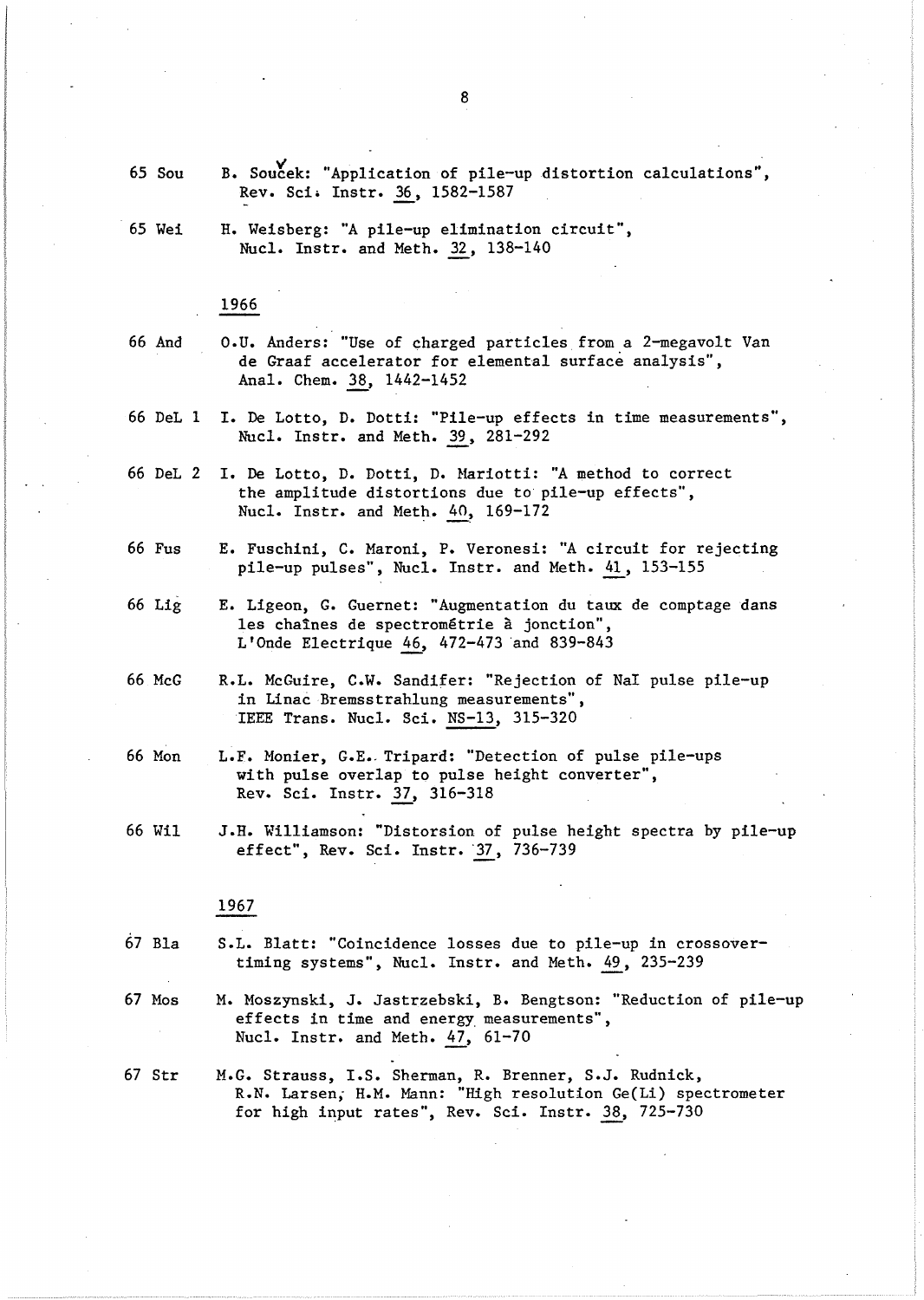65 Sou B. Souček: "Application of pile-up distortion calculations", Rev. Sci. Instr. 36, 1582-1587

65 Wei H. Weisberg: "A pile-up elimination circuit", Nucl. Instr. and Meth. 32, 138-140

## 1966

66 And O.U. Anders: "Use of charged particles from a 2-megavolt Van de Graaf accelerator for elemental surface analysis", Anal. Chem. 38, 1442-1452

66 DeL 1 I. De Lotto, D. Dotti: "Pile-up effects in time measurements", Nucl. Instr. and Meth. 39, 281-292

66 DeL 2 I. De Lotto, D. Dotti, D. Mariotti: "A method to correct the amplitude distortions due to pile-up effects", Nucl. Instr. and Meth. 40, 169-172

66 Fus E. Fuschini, C. Maroni, P. Veronesi: "A circuit for rejecting pile-up pulses", Nucl. Instr. and Meth. 41, 153-155

66 Lig E. Ligeon, G. Guernet: "Augmentation du taux de comptage dans les chaînes de spectrométrie à jonction", L'Onde Electrique 46, 472-473 and 839-843

66 McG R.L. McGuire, C.W. Sandifer: "Rejection of NaI pulse pile-up in Linac Bremsstrahlung measurements", IEEE Trans. Nucl. Sci. NS-13, 315-320

66 Mon L.F. Monier, G.E. Tripard: "Detection of pulse pile-ups with pulse overlap to pulse height converter", Rev. Sci. Instr. 37, 316-318

66 Wil J.H. Williamson: "Distorsion of pulse height spectra by pile-up effect", Rev. Sci. Instr. 37, 736-739

## 1967

67 Bla S.L. Blatt: "Coincidence losses due to pile-up in crossover-timing systems", Nucl. Instr. and Meth. 49, 235-239

67 Mos M. Moszynski, J. Jastrzebski, B. Bengtson: "Reduction of pile-up effects in time and energy measurements", Nucl. Instr. and Meth. 47, 61-70

67 Str M.G. Strauss, I.S. Sherman, R. Brenner, S.J. Rudnick, R.N. Larsen, H.M. Mann: "High resolution Ge(Li) spectrometer for high input rates", Rev. Sci. Instr. 38, 725-730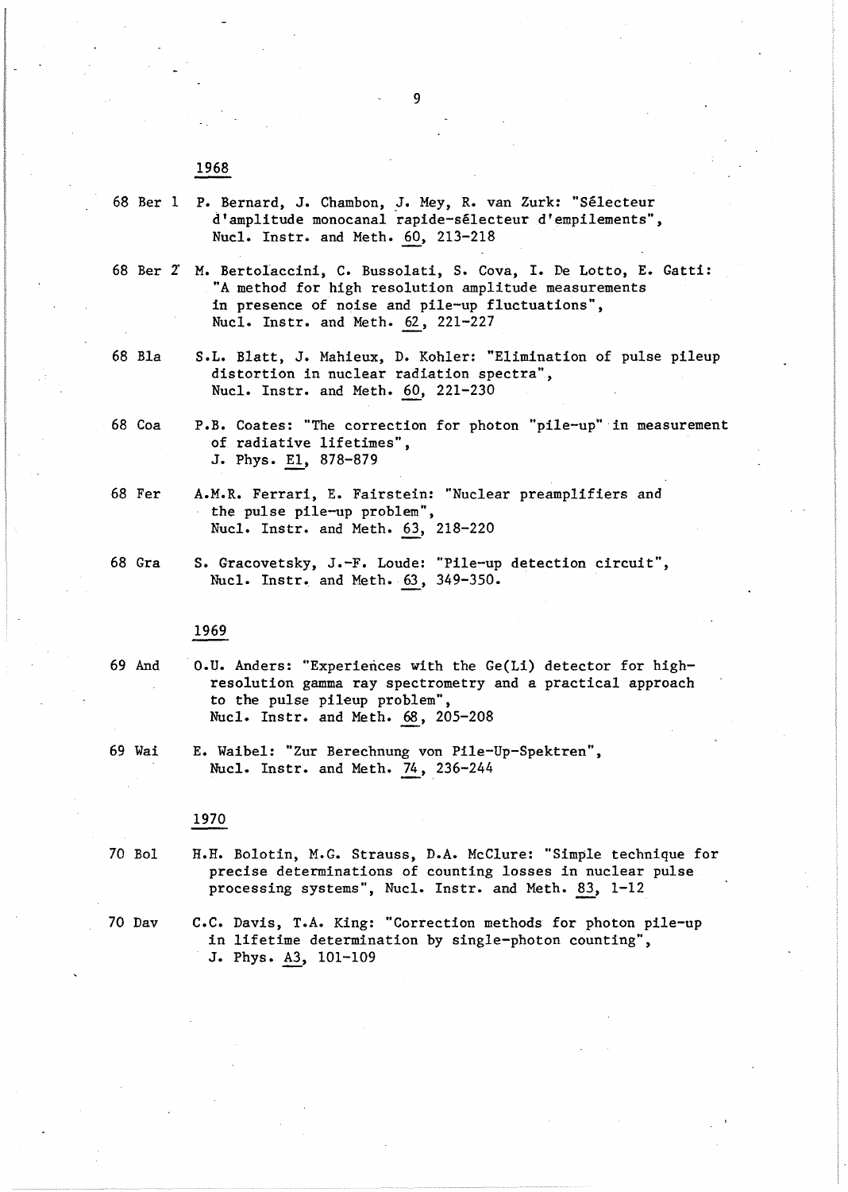## 1968

68 Ber 1 P. Bernard, J. Chambon, J. Mey, R. van Zurk: "Sélecteur d'amplitude monocanal rapide-sélecteur d'empilements", Nucl. Instr. and Meth. <u>60</u>, 213-218

68 Ber 2 M. Bertolaccini, C. Bussolati, S. Cova, I. De Lotto, E. Gatti: "A method for high resolution amplitude measurements in presence of noise and pile-up fluctuations", Nucl. Instr. and Meth. <u>62</u>, 221-227

68 Bla S.L. Blatt, J. Mahieux, D. Kohler: "Elimination of pulse pileup distortion in nuclear radiation spectra", Nucl. Instr. and Meth. <u>60</u>, 221-230

68 Coa P.B. Coates: "The correction for photon "pile-up" in measurement of radiative lifetimes", J. Phys. <u>E1</u>, 878-879

68 Fer A.M.R. Ferrari, E. Fairstein: "Nuclear preamplifiers and the pulse pile-up problem", Nucl. Instr. and Meth. <u>63</u>, 218-220

68 Gra S. Gracovetsky, J.-F. Loude: "Pile-up detection circuit", Nucl. Instr. and Meth. <u>63</u>, 349-350.

## 1969

69 And O.U. Anders: "Experiences with the Ge(Li) detector for high-resolution gamma ray spectrometry and a practical approach to the pulse pileup problem", Nucl. Instr. and Meth. <u>68</u>, 205-208

69 Wai E. Waibel: "Zur Berechnung von Pile-Up-Spektren", Nucl. Instr. and Meth. <u>74</u>, 236-244

## 1970

70 Bol H.H. Bolotin, M.G. Strauss, D.A. McClure: "Simple technique for precise determinations of counting losses in nuclear pulse processing systems", Nucl. Instr. and Meth. <u>83</u>, 1-12

70 Dav C.C. Davis, T.A. King: "Correction methods for photon pile-up in lifetime determination by single-photon counting", J. Phys. <u>A3</u>, 101-109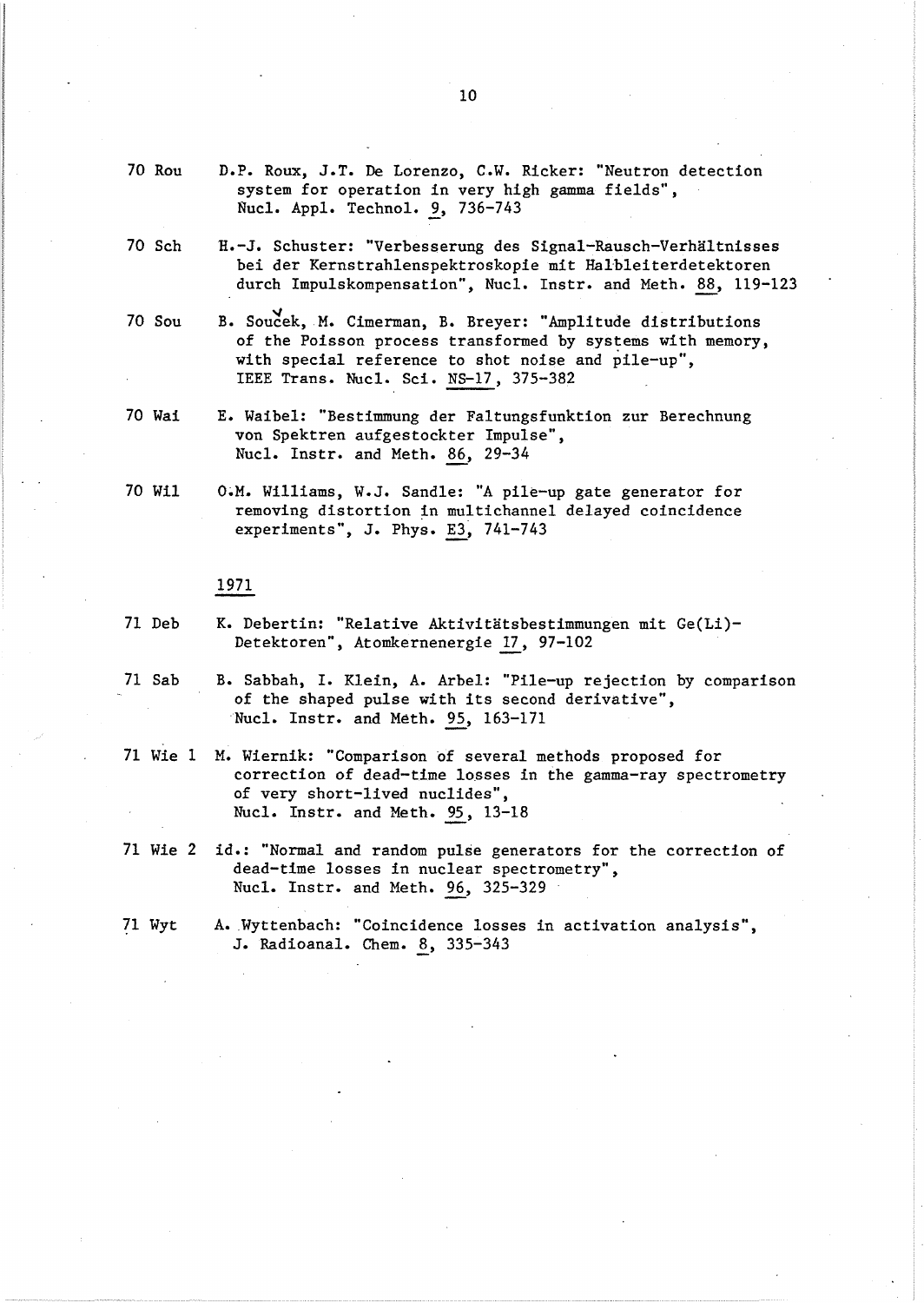70 Rou D.P. Roux, J.T. De Lorenzo, C.W. Ricker: "Neutron detection system for operation in very high gamma fields", Nucl. Appl. Technol. 9, 736-743

70 Sch H.-J. Schuster: "Verbesserung des Signal-Rausch-Verhältnisses bei der Kernstrahlenspektroskopie mit Halbleiterdetektoren durch Impulskompensation", Nucl. Instr. and Meth. 88, 119-123

70 Sou B. Souček, M. Cimerman, B. Breyer: "Amplitude distributions of the Poisson process transformed by systems with memory, with special reference to shot noise and pile-up", IEEE Trans. Nucl. Sci. NS-17, 375-382

70 Wai E. Waibel: "Bestimmung der Faltungsfunktion zur Berechnung von Spektren aufgestockter Impulse", Nucl. Instr. and Meth. 86, 29-34

70 Wil O.M. Williams, W.J. Sandle: "A pile-up gate generator for removing distortion in multichannel delayed coincidence experiments", J. Phys. E3, 741-743

## 1971

71 Deb K. Debertin: "Relative Aktivitätsbestimmungen mit Ge(Li)-Detektoren", Atomkernenergie 17, 97-102

71 Sab B. Sabbah, I. Klein, A. Arbel: "Pile-up rejection by comparison of the shaped pulse with its second derivative", Nucl. Instr. and Meth. 95, 163-171

71 Wie 1 M. Wiernik: "Comparison of several methods proposed for correction of dead-time losses in the gamma-ray spectrometry of very short-lived nuclides", Nucl. Instr. and Meth. 95, 13-18

71 Wie 2 id.: "Normal and random pulse generators for the correction of dead-time losses in nuclear spectrometry", Nucl. Instr. and Meth. 96, 325-329

71 Wyt A. Wyttenbach: "Coincidence losses in activation analysis", J. Radioanal. Chem. 8, 335-343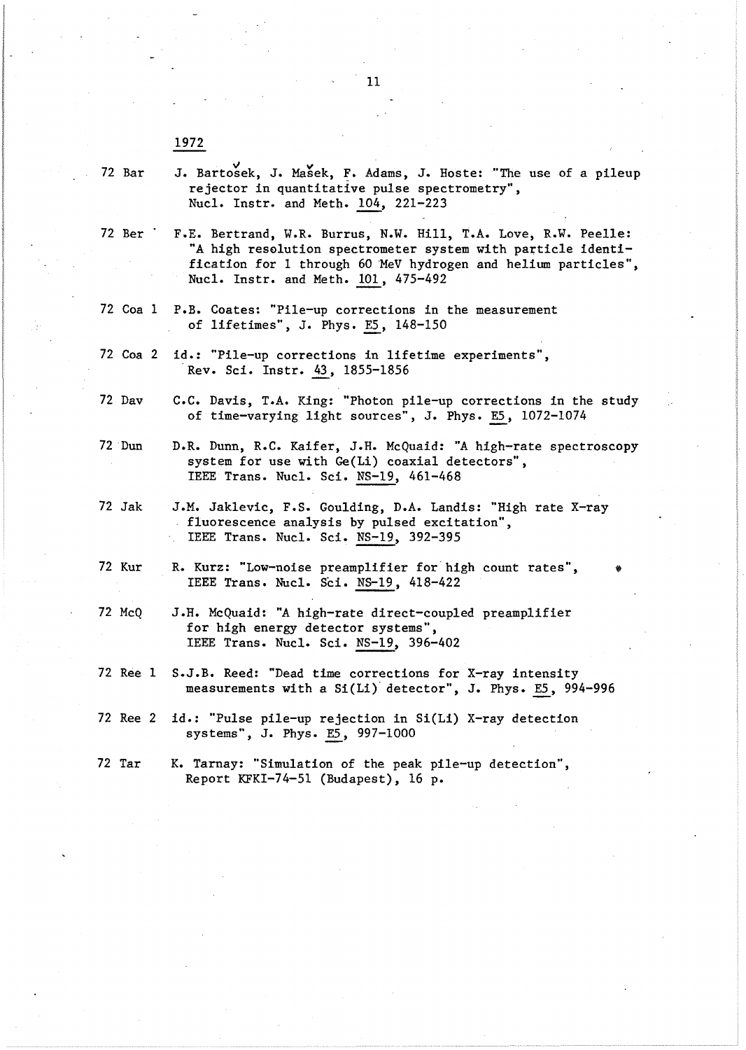## 1972

72 Bar J. Bartošek, J. Mašek, F. Adams, J. Hoste: "The use of a pileup rejector in quantitative pulse spectrometry", Nucl. Instr. and Meth. 104, 221-223

72 Ber F.E. Bertrand, W.R. Burrus, N.W. Hill, T.A. Love, R.W. Peelle: "A high resolution spectrometer system with particle identification for 1 through 60 MeV hydrogen and helium particles", Nucl. Instr. and Meth. 101, 475-492

72 Coa 1 P.B. Coates: "Pile-up corrections in the measurement of lifetimes", J. Phys. E5, 148-150

72 Coa 2 id.: "Pile-up corrections in lifetime experiments", Rev. Sci. Instr. 43, 1855-1856

72 Dav C.C. Davis, T.A. King: "Photon pile-up corrections in the study of time-varying light sources", J. Phys. E5, 1072-1074

72 Dun D.R. Dunn, R.C. Kaifer, J.H. McQuaid: "A high-rate spectroscopy system for use with Ge(Li) coaxial detectors", IEEE Trans. Nucl. Sci. NS-19, 461-468

72 Jak J.M. Jaklevic, F.S. Goulding, D.A. Landis: "High rate X-ray fluorescence analysis by pulsed excitation", IEEE Trans. Nucl. Sci. NS-19, 392-395

72 Kur R. Kurz: "Low-noise preamplifier for high count rates", IEEE Trans. Nucl. Sci. NS-19, 418-422

72 McQ J.H. McQuaid: "A high-rate direct-coupled preamplifier for high energy detector systems", IEEE Trans. Nucl. Sci. NS-19, 396-402

72 Ree 1 S.J.B. Reed: "Dead time corrections for X-ray intensity measurements with a Si(Li) detector", J. Phys. E5, 994-996

72 Ree 2 id.: "Pulse pile-up rejection in Si(Li) X-ray detection systems", J. Phys. E5, 997-1000

72 Tar K. Tarnay: "Simulation of the peak pile-up detection", Report KFKI-74-51 (Budapest), 16 p.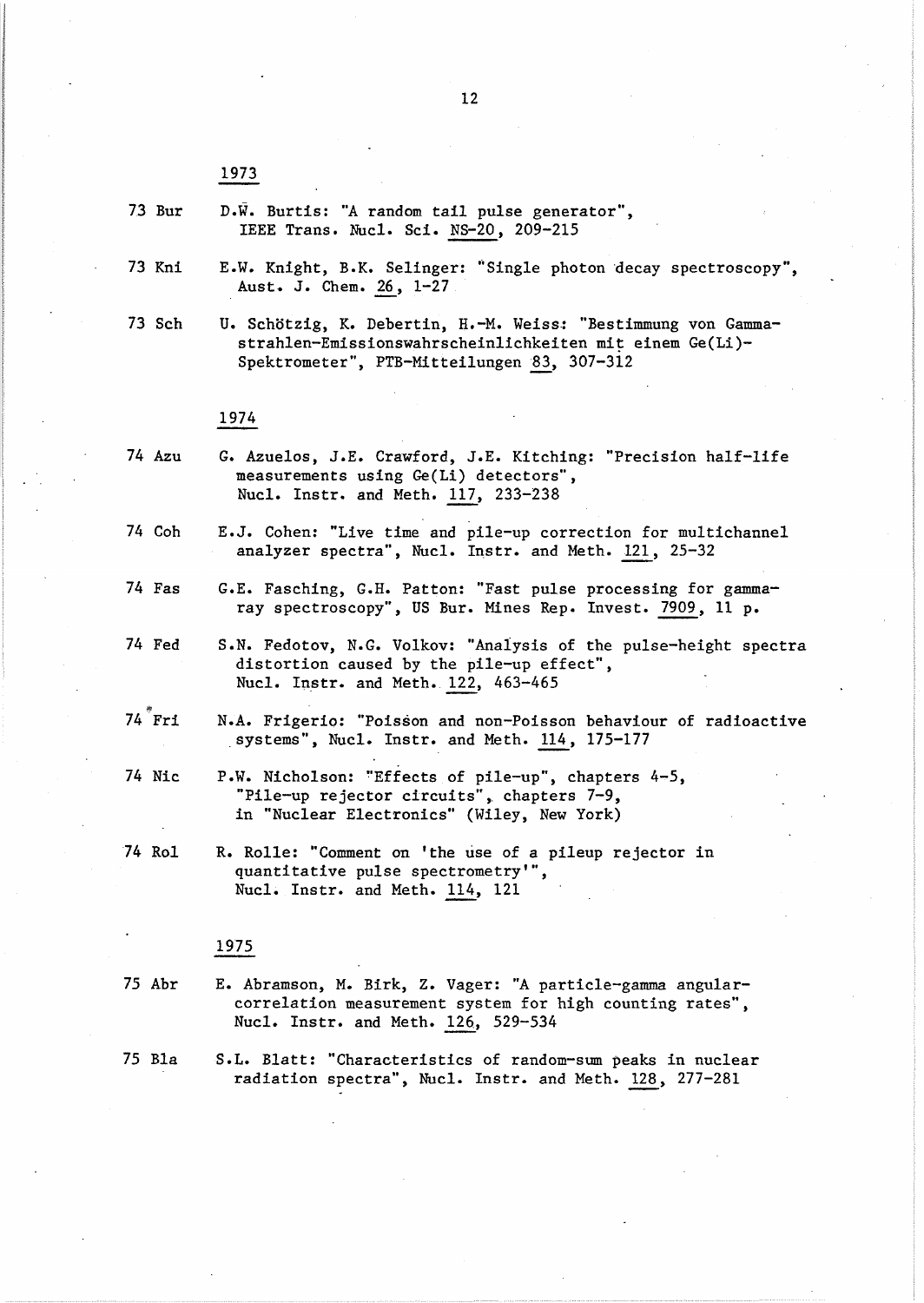## 1973

73 Bur — D.W. Burtis: "A random tail pulse generator", IEEE Trans. Nucl. Sci. NS-20, 209-215

73 Kni — E.W. Knight, B.K. Selinger: "Single photon decay spectroscopy", Aust. J. Chem. 26, 1-27

73 Sch — U. Schötzig, K. Debertin, H.-M. Weiss: "Bestimmung von Gammastrahlen-Emissionswahrscheinlichkeiten mit einem Ge(Li)-Spektrometer", PTB-Mitteilungen 83, 307-312

## 1974

74 Azu — G. Azuelos, J.E. Crawford, J.E. Kitching: "Precision half-life measurements using Ge(Li) detectors", Nucl. Instr. and Meth. 117, 233-238

74 Coh — E.J. Cohen: "Live time and pile-up correction for multichannel analyzer spectra", Nucl. Instr. and Meth. 121, 25-32

74 Fas — G.E. Fasching, G.H. Patton: "Fast pulse processing for gamma-ray spectroscopy", US Bur. Mines Rep. Invest. 7909, 11 p.

74 Fed — S.N. Fedotov, N.G. Volkov: "Analysis of the pulse-height spectra distortion caused by the pile-up effect", Nucl. Instr. and Meth. 122, 463-465

74 Fri — N.A. Frigerio: "Poisson and non-Poisson behaviour of radioactive systems", Nucl. Instr. and Meth. 114, 175-177

74 Nic — P.W. Nicholson: "Effects of pile-up", chapters 4-5, "Pile-up rejector circuits", chapters 7-9, in "Nuclear Electronics" (Wiley, New York)

74 Rol — R. Rolle: "Comment on 'the use of a pileup rejector in quantitative pulse spectrometry'", Nucl. Instr. and Meth. 114, 121

## 1975

75 Abr — E. Abramson, M. Birk, Z. Vager: "A particle-gamma angular-correlation measurement system for high counting rates", Nucl. Instr. and Meth. 126, 529-534

75 Bla — S.L. Blatt: "Characteristics of random-sum peaks in nuclear radiation spectra", Nucl. Instr. and Meth. 128, 277-281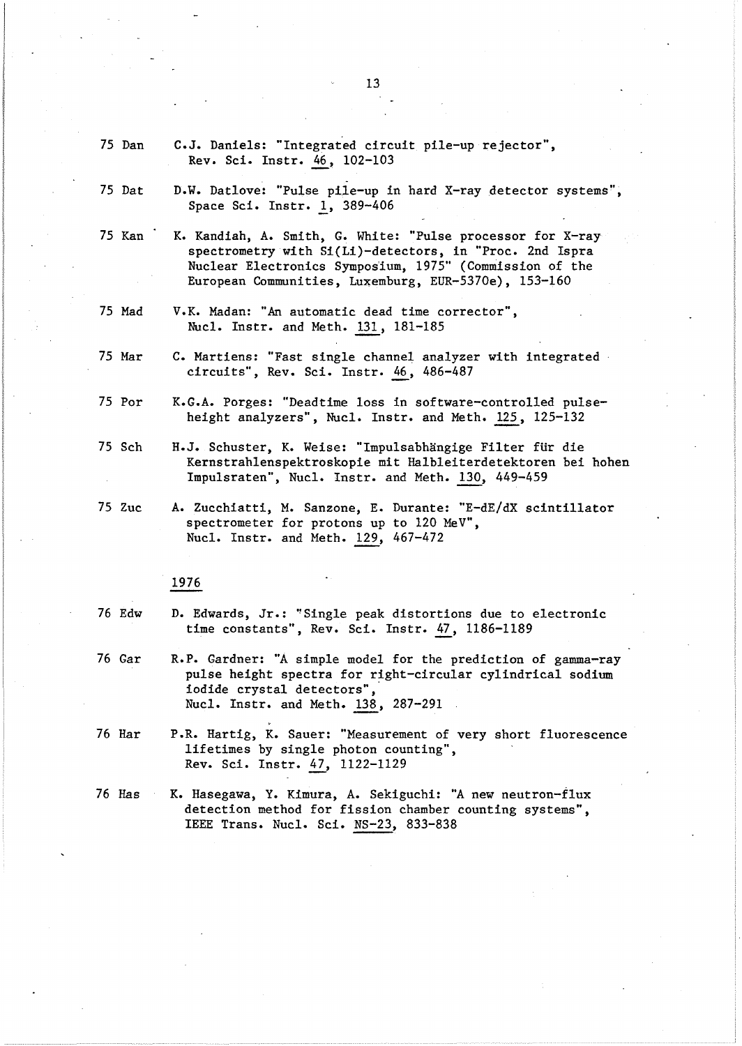75 Dan C.J. Daniels: "Integrated circuit pile-up rejector", Rev. Sci. Instr. 46, 102-103

75 Dat D.W. Datlove: "Pulse pile-up in hard X-ray detector systems", Space Sci. Instr. 1, 389-406

75 Kan K. Kandiah, A. Smith, G. White: "Pulse processor for X-ray spectrometry with Si(Li)-detectors, in "Proc. 2nd Ispra Nuclear Electronics Symposium, 1975" (Commission of the European Communities, Luxemburg, EUR-5370e), 153-160

75 Mad V.K. Madan: "An automatic dead time corrector", Nucl. Instr. and Meth. 131, 181-185

75 Mar C. Martiens: "Fast single channel analyzer with integrated circuits", Rev. Sci. Instr. 46, 486-487

75 Por K.G.A. Porges: "Deadtime loss in software-controlled pulse-height analyzers", Nucl. Instr. and Meth. 125, 125-132

75 Sch H.J. Schuster, K. Weise: "Impulsabhängige Filter für die Kernstrahlenspektroskopie mit Halbleiterdetektoren bei hohen Impulsraten", Nucl. Instr. and Meth. 130, 449-459

75 Zuc A. Zucchiatti, M. Sanzone, E. Durante: "E-dE/dX scintillator spectrometer for protons up to 120 MeV", Nucl. Instr. and Meth. 129, 467-472

## 1976

76 Edw D. Edwards, Jr.: "Single peak distortions due to electronic time constants", Rev. Sci. Instr. 47, 1186-1189

76 Gar R.P. Gardner: "A simple model for the prediction of gamma-ray pulse height spectra for right-circular cylindrical sodium iodide crystal detectors", Nucl. Instr. and Meth. 138, 287-291

76 Har P.R. Hartig, K. Sauer: "Measurement of very short fluorescence lifetimes by single photon counting", Rev. Sci. Instr. 47, 1122-1129

76 Has K. Hasegawa, Y. Kimura, A. Sekiguchi: "A new neutron-flux detection method for fission chamber counting systems", IEEE Trans. Nucl. Sci. NS-23, 833-838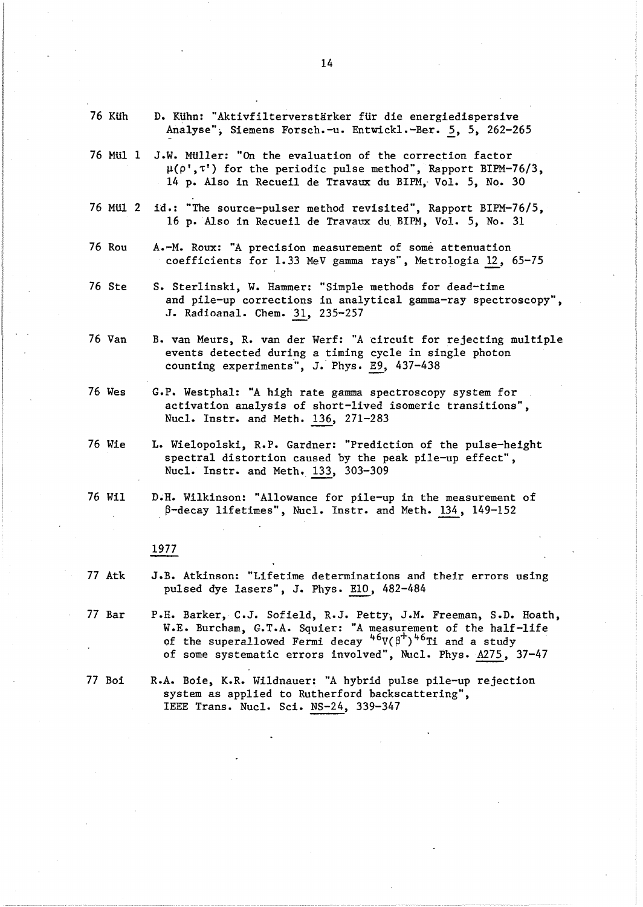76 Küh D. Kühn: "Aktivfilterverstärker für die energiedispersive Analyse", Siemens Forsch.-u. Entwickl.-Ber. 5, 5, 262-265

76 Mül 1 J.W. Müller: "On the evaluation of the correction factor $\mu(\rho',\tau')$ for the periodic pulse method", Rapport BIPM-76/3, 14 p. Also in Recueil de Travaux du BIPM, Vol. 5, No. 30

76 Mül 2 id.: "The source-pulser method revisited", Rapport BIPM-76/5, 16 p. Also in Recueil de Travaux du BIPM, Vol. 5, No. 31

76 Rou A.-M. Roux: "A precision measurement of some attenuation coefficients for 1.33 MeV gamma rays", Metrologia 12, 65-75

76 Ste S. Sterlinski, W. Hammer: "Simple methods for dead-time and pile-up corrections in analytical gamma-ray spectroscopy", J. Radioanal. Chem. 31, 235-257

76 Van B. van Meurs, R. van der Werf: "A circuit for rejecting multiple events detected during a timing cycle in single photon counting experiments", J. Phys. E9, 437-438

76 Wes G.P. Westphal: "A high rate gamma spectroscopy system for activation analysis of short-lived isomeric transitions", Nucl. Instr. and Meth. 136, 271-283

76 Wie L. Wielopolski, R.P. Gardner: "Prediction of the pulse-height spectral distortion caused by the peak pile-up effect", Nucl. Instr. and Meth. 133, 303-309

76 Wil D.H. Wilkinson: "Allowance for pile-up in the measurement of $\beta$-decay lifetimes", Nucl. Instr. and Meth. 134, 149-152

1977

77 Atk J.B. Atkinson: "Lifetime determinations and their errors using pulsed dye lasers", J. Phys. E10, 482-484

77 Bar P.H. Barker, C.J. Sofield, R.J. Petty, J.M. Freeman, S.D. Hoath, W.E. Burcham, G.T.A. Squier: "A measurement of the half-life of the superallowed Fermi decay $^{46}V(\beta^{+})^{46}Ti$ and a study of some systematic errors involved", Nucl. Phys. A275, 37-47

77 Boi R.A. Boie, K.R. Wildnauer: "A hybrid pulse pile-up rejection system as applied to Rutherford backscattering", IEEE Trans. Nucl. Sci. NS-24, 339-347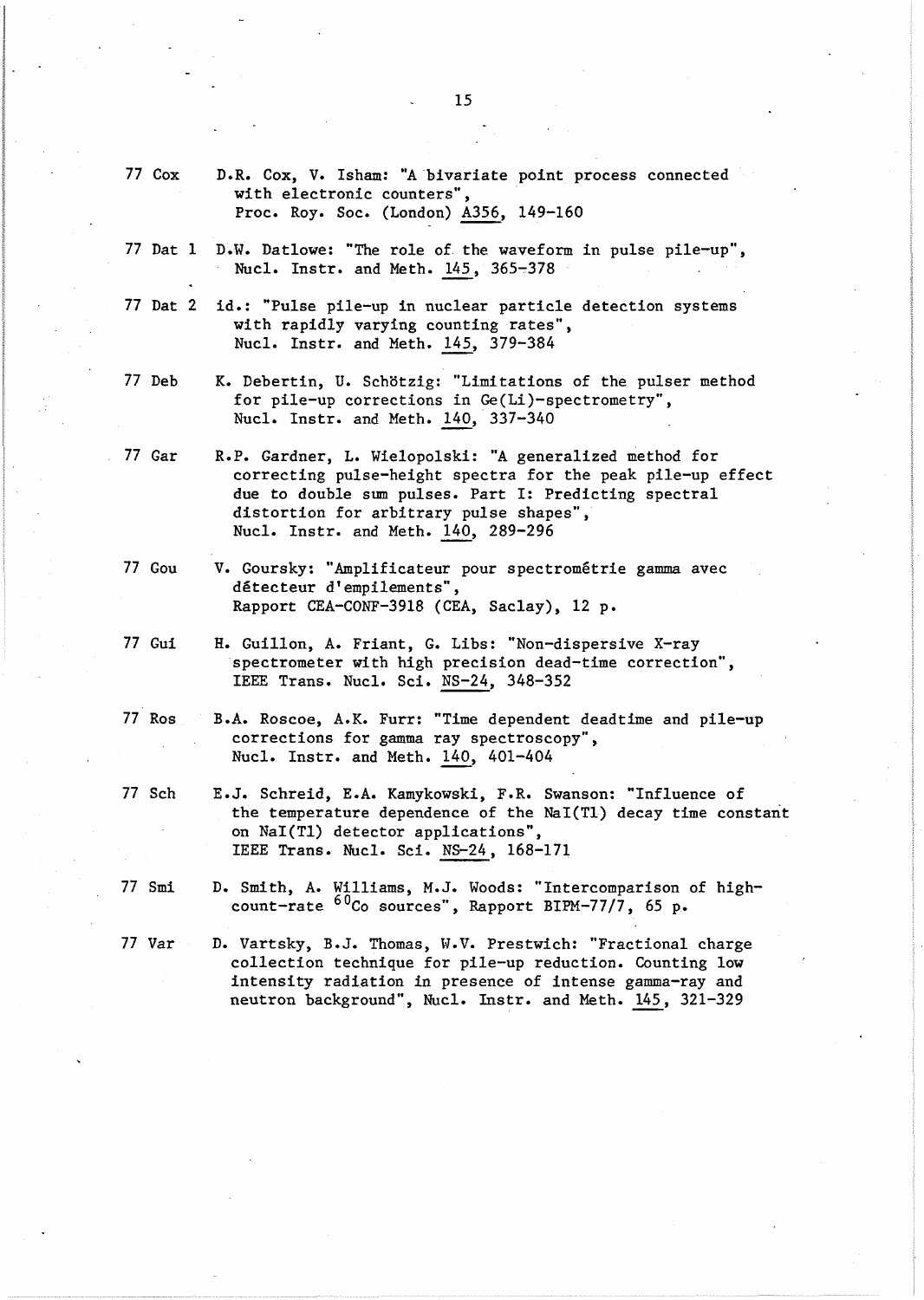77 Cox D.R. Cox, V. Isham: "A bivariate point process connected with electronic counters", Proc. Roy. Soc. (London) A356, 149–160

77 Dat 1 D.W. Datlowe: "The role of the waveform in pulse pile-up", Nucl. Instr. and Meth. 145, 365–378

77 Dat 2 id.: "Pulse pile-up in nuclear particle detection systems with rapidly varying counting rates", Nucl. Instr. and Meth. 145, 379–384

77 Deb K. Debertin, U. Schötzig: "Limitations of the pulser method for pile-up corrections in Ge(Li)-spectrometry", Nucl. Instr. and Meth. 140, 337–340

77 Gar R.P. Gardner, L. Wielopolski: "A generalized method for correcting pulse-height spectra for the peak pile-up effect due to double sum pulses. Part I: Predicting spectral distortion for arbitrary pulse shapes", Nucl. Instr. and Meth. 140, 289–296

77 Gou V. Goursky: "Amplificateur pour spectrométrie gamma avec détecteur d'empilements", Rapport CEA-CONF-3918 (CEA, Saclay), 12 p.

77 Gui H. Guillon, A. Friant, G. Libs: "Non-dispersive X-ray spectrometer with high precision dead-time correction", IEEE Trans. Nucl. Sci. NS-24, 348–352

77 Ros B.A. Roscoe, A.K. Furr: "Time dependent deadtime and pile-up corrections for gamma ray spectroscopy", Nucl. Instr. and Meth. 140, 401–404

77 Sch E.J. Schreid, E.A. Kamykowski, F.R. Swanson: "Influence of the temperature dependence of the NaI(Tl) decay time constant on NaI(Tl) detector applications", IEEE Trans. Nucl. Sci. NS-24, 168–171

77 Smi D. Smith, A. Williams, M.J. Woods: "Intercomparison of high-count-rate $^{60}Co$ sources", Rapport BIPM-77/7, 65 p.

77 Var D. Vartsky, B.J. Thomas, W.V. Prestwich: "Fractional charge collection technique for pile-up reduction. Counting low intensity radiation in presence of intense gamma-ray and neutron background", Nucl. Instr. and Meth. 145, 321–329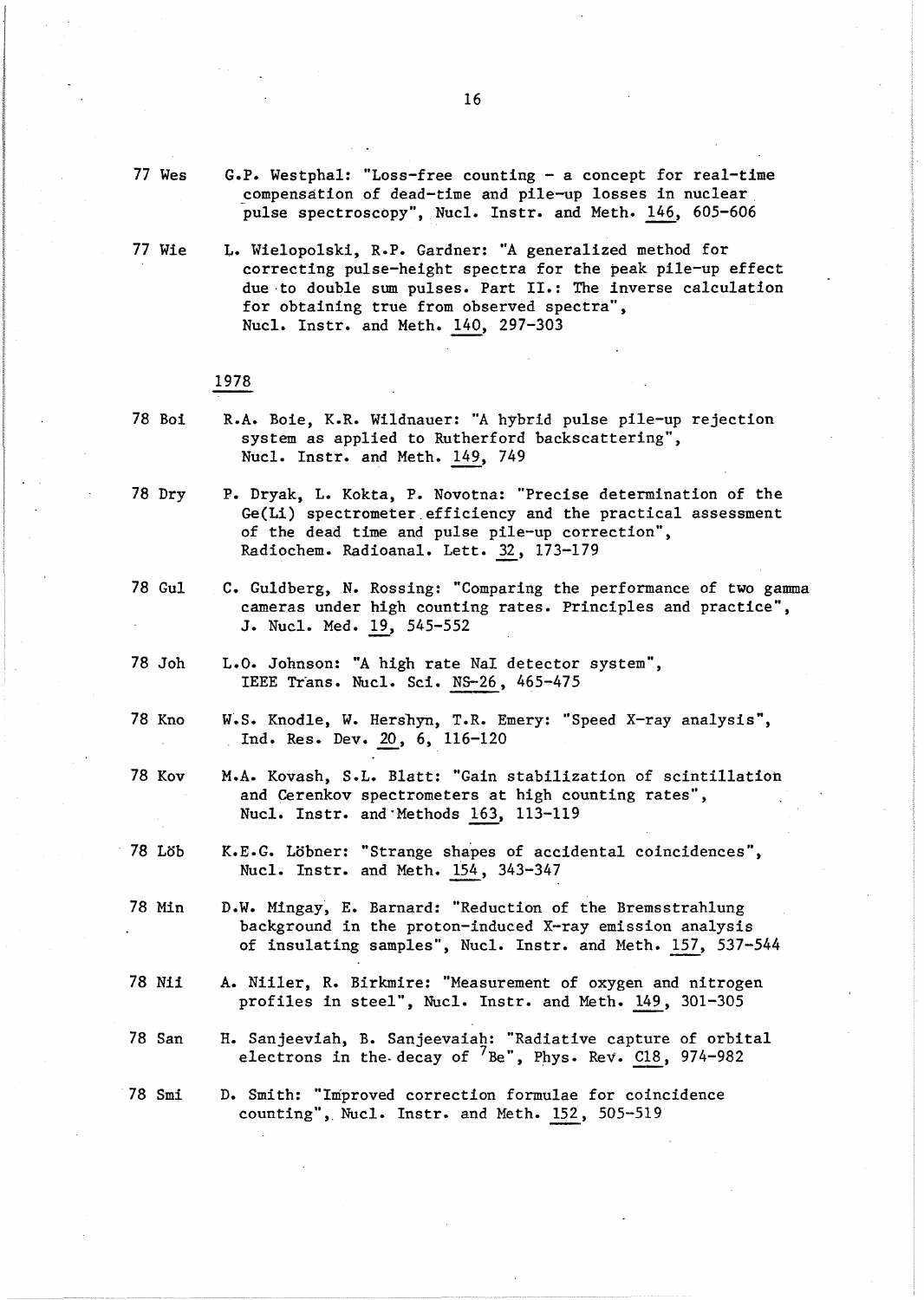77 Wes G.P. Westphal: "Loss-free counting - a concept for real-time compensation of dead-time and pile-up losses in nuclear pulse spectroscopy", Nucl. Instr. and Meth. 146, 605-606

77 Wie L. Wielopolski, R.P. Gardner: "A generalized method for correcting pulse-height spectra for the peak pile-up effect due to double sum pulses. Part II.: The inverse calculation for obtaining true from observed spectra", Nucl. Instr. and Meth. 140, 297-303

1978

78 Boi R.A. Boie, K.R. Wildnauer: "A hybrid pulse pile-up rejection system as applied to Rutherford backscattering", Nucl. Instr. and Meth. 149, 749

78 Dry P. Dryak, L. Kokta, P. Novotna: "Precise determination of the Ge(Li) spectrometer efficiency and the practical assessment of the dead time and pulse pile-up correction", Radiochem. Radioanal. Lett. 32, 173-179

78 Gul C. Guldberg, N. Rossing: "Comparing the performance of two gamma cameras under high counting rates. Principles and practice", J. Nucl. Med. 19, 545-552

78 Joh L.O. Johnson: "A high rate NaI detector system", IEEE Trans. Nucl. Sci. NS-26, 465-475

78 Kno W.S. Knodle, W. Hershyn, T.R. Emery: "Speed X-ray analysis", Ind. Res. Dev. 20, 6, 116-120

78 Kov M.A. Kovash, S.L. Blatt: "Gain stabilization of scintillation and Cerenkov spectrometers at high counting rates", Nucl. Instr. and Methods 163, 113-119

78 Löb K.E.G. Löbner: "Strange shapes of accidental coincidences", Nucl. Instr. and Meth. 154, 343-347

78 Min D.W. Mingay, E. Barnard: "Reduction of the Bremsstrahlung background in the proton-induced X-ray emission analysis of insulating samples", Nucl. Instr. and Meth. 157, 537-544

78 Nii A. Niiler, R. Birkmire: "Measurement of oxygen and nitrogen profiles in steel", Nucl. Instr. and Meth. 149, 301-305

78 San H. Sanjeeviah, B. Sanjeevaiah: "Radiative capture of orbital electrons in the decay of $^{7}Be$", Phys. Rev. C18, 974-982

78 Smi D. Smith: "Improved correction formulae for coincidence counting", Nucl. Instr. and Meth. 152, 505-519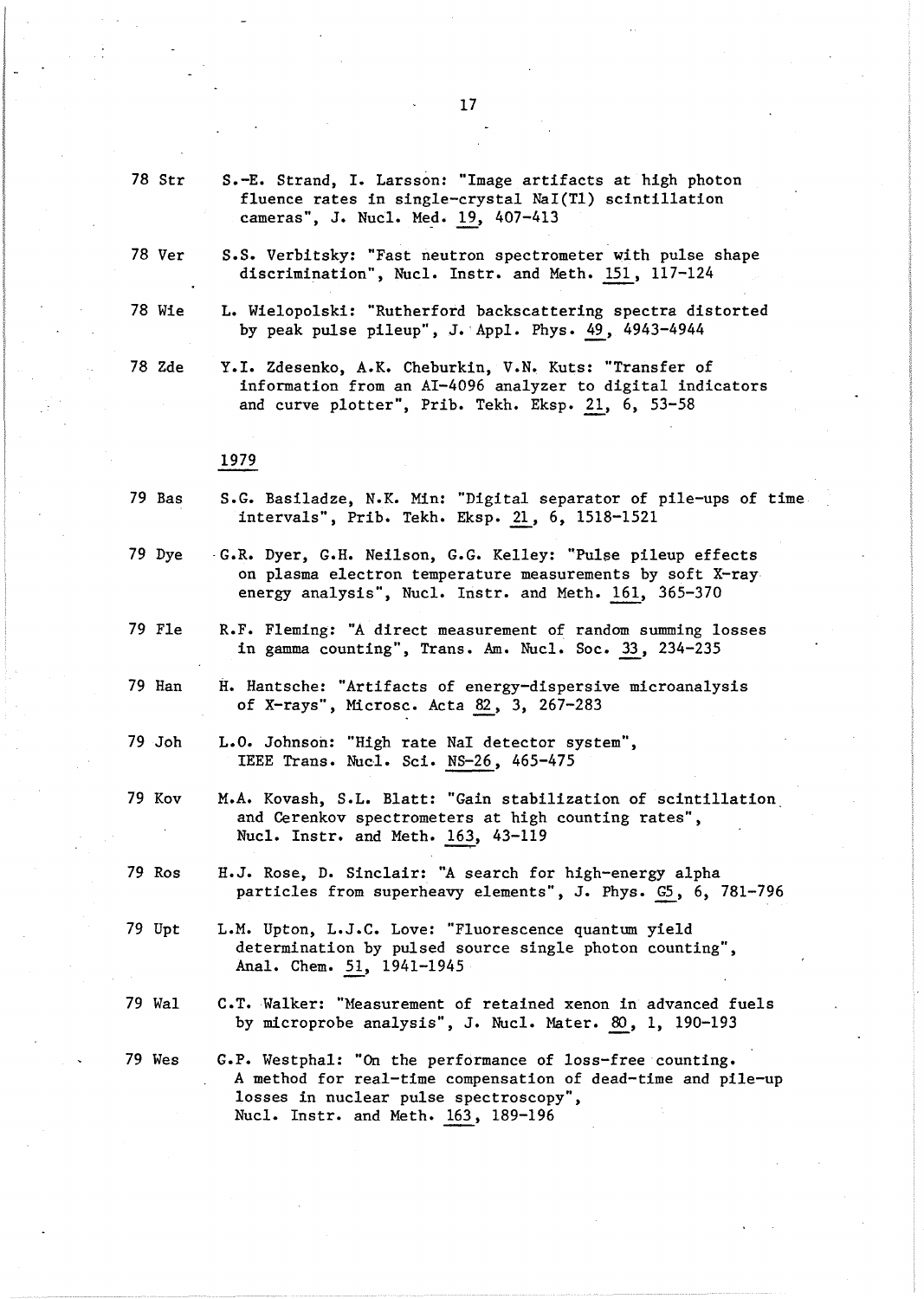78 Str S.-E. Strand, I. Larsson: "Image artifacts at high photon fluence rates in single-crystal NaI(Tl) scintillation cameras", J. Nucl. Med. 19, 407-413

78 Ver S.S. Verbitsky: "Fast neutron spectrometer with pulse shape discrimination", Nucl. Instr. and Meth. 151, 117-124

78 Wie L. Wielopolski: "Rutherford backscattering spectra distorted by peak pulse pileup", J. Appl. Phys. 49, 4943-4944

78 Zde Y.I. Zdesenko, A.K. Cheburkin, V.N. Kuts: "Transfer of information from an AI-4096 analyzer to digital indicators and curve plotter", Prib. Tekh. Eksp. 21, 6, 53-58

## 1979

79 Bas S.G. Basiladze, N.K. Min: "Digital separator of pile-ups of time intervals", Prib. Tekh. Eksp. 21, 6, 1518-1521

79 Dye G.R. Dyer, G.H. Neilson, G.G. Kelley: "Pulse pileup effects on plasma electron temperature measurements by soft X-ray energy analysis", Nucl. Instr. and Meth. 161, 365-370

79 Fle R.F. Fleming: "A direct measurement of random summing losses in gamma counting", Trans. Am. Nucl. Soc. 33, 234-235

79 Han H. Hantsche: "Artifacts of energy-dispersive microanalysis of X-rays", Microsc. Acta 82, 3, 267-283

79 Joh L.O. Johnson: "High rate NaI detector system", IEEE Trans. Nucl. Sci. NS-26, 465-475

79 Kov M.A. Kovash, S.L. Blatt: "Gain stabilization of scintillation and Cerenkov spectrometers at high counting rates", Nucl. Instr. and Meth. 163, 43-119

79 Ros H.J. Rose, D. Sinclair: "A search for high-energy alpha particles from superheavy elements", J. Phys. G5, 6, 781-796

79 Upt L.M. Upton, L.J.C. Love: "Fluorescence quantum yield determination by pulsed source single photon counting", Anal. Chem. 51, 1941-1945

79 Wal C.T. Walker: "Measurement of retained xenon in advanced fuels by microprobe analysis", J. Nucl. Mater. 80, 1, 190-193

79 Wes G.P. Westphal: "On the performance of loss-free counting. A method for real-time compensation of dead-time and pile-up losses in nuclear pulse spectroscopy", Nucl. Instr. and Meth. 163, 189-196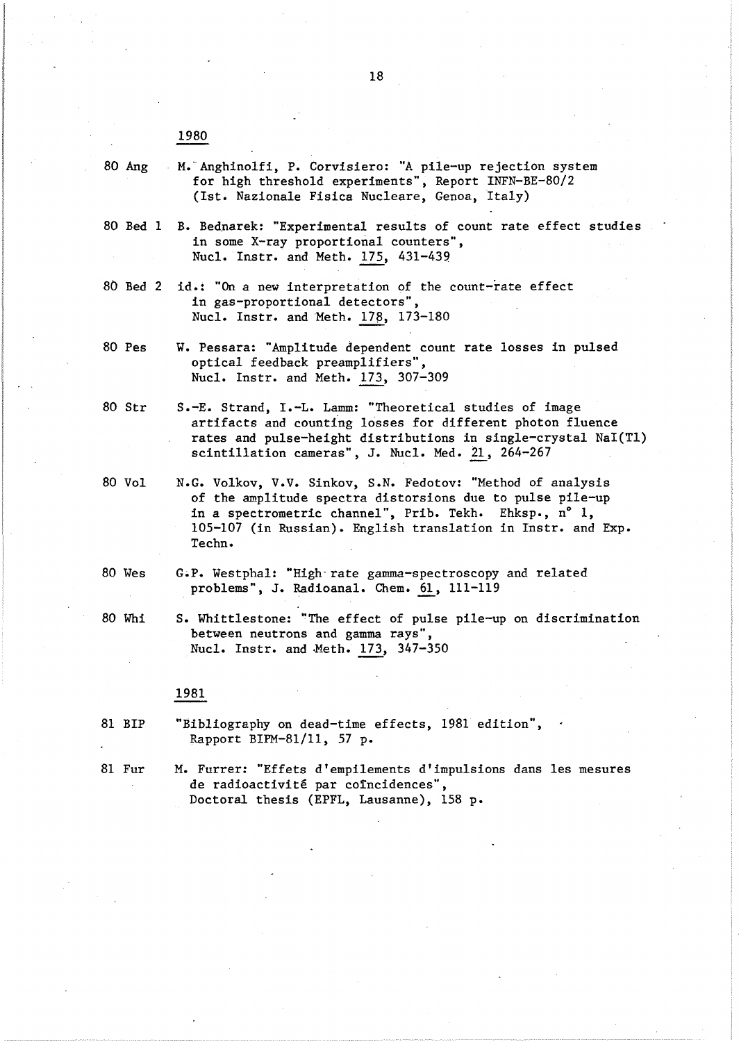## 1980

80 Ang M. Anghinolfi, P. Corvisiero: "A pile-up rejection system for high threshold experiments", Report INFN-BE-80/2 (Ist. Nazionale Fisica Nucleare, Genoa, Italy)

80 Bed 1 B. Bednarek: "Experimental results of count rate effect studies in some X-ray proportional counters", Nucl. Instr. and Meth. 175, 431-439

80 Bed 2 id.: "On a new interpretation of the count-rate effect in gas-proportional detectors", Nucl. Instr. and Meth. 178, 173-180

80 Pes W. Pessara: "Amplitude dependent count rate losses in pulsed optical feedback preamplifiers", Nucl. Instr. and Meth. 173, 307-309

80 Str S.-E. Strand, I.-L. Lamm: "Theoretical studies of image artifacts and counting losses for different photon fluence rates and pulse-height distributions in single-crystal NaI(Tl) scintillation cameras", J. Nucl. Med. 21, 264-267

80 Vol N.G. Volkov, V.V. Sinkov, S.N. Fedotov: "Method of analysis of the amplitude spectra distorsions due to pulse pile-up in a spectrometric channel", Prib. Tekh. Ehksp., n° 1, 105-107 (in Russian). English translation in Instr. and Exp. Techn.

80 Wes G.P. Westphal: "High rate gamma-spectroscopy and related problems", J. Radioanal. Chem. 61, 111-119

80 Whi S. Whittlestone: "The effect of pulse pile-up on discrimination between neutrons and gamma rays", Nucl. Instr. and Meth. 173, 347-350

## 1981

81 BIP "Bibliography on dead-time effects, 1981 edition", Rapport BIPM-81/11, 57 p.

81 Fur M. Furrer: "Effets d'empilements d'impulsions dans les mesures de radioactivité par coïncidences", Doctoral thesis (EPFL, Lausanne), 158 p.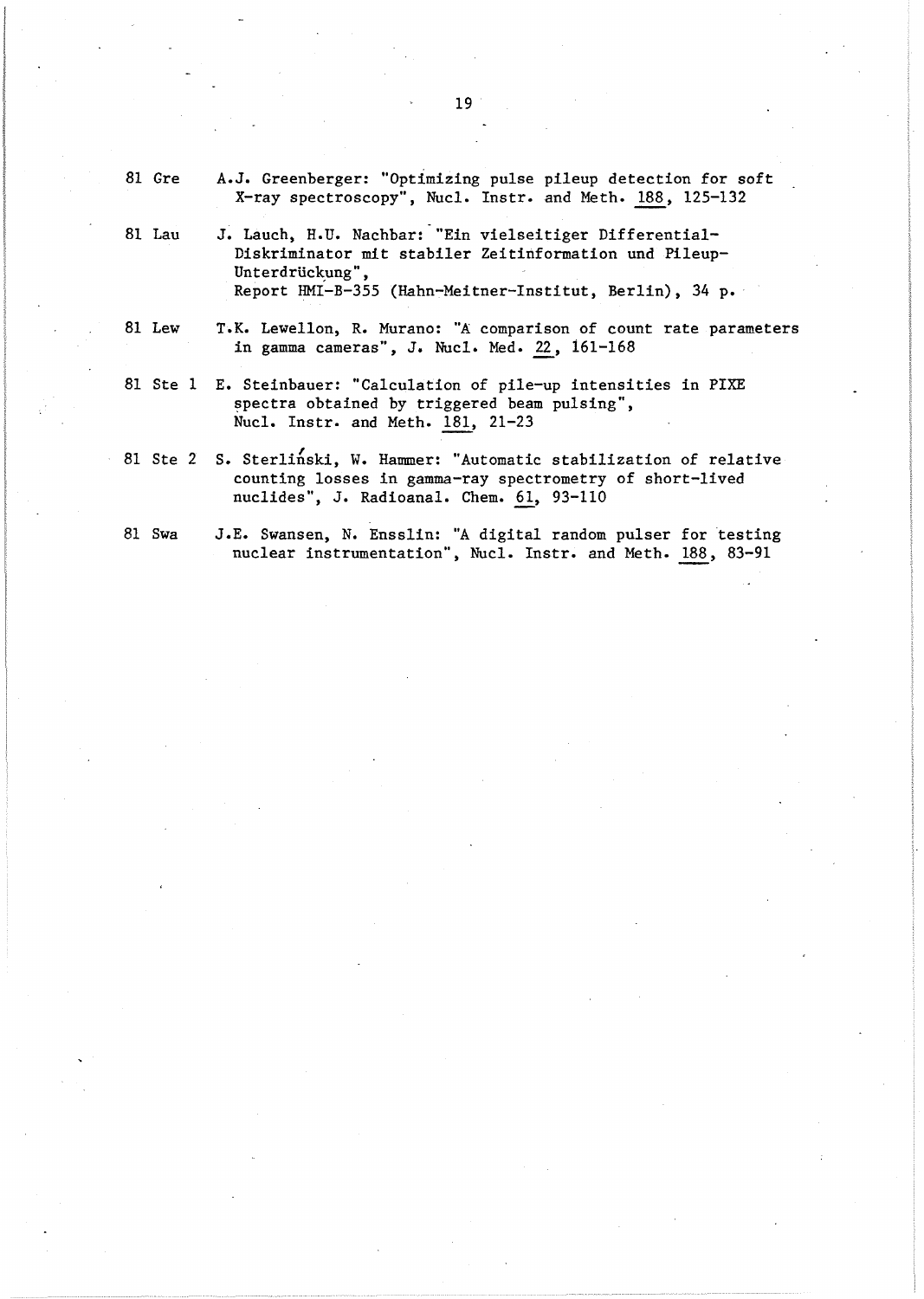81 Gre A.J. Greenberger: "Optimizing pulse pileup detection for soft X-ray spectroscopy", Nucl. Instr. and Meth. <u>188</u>, 125-132

81 Lau J. Lauch, H.U. Nachbar: "Ein vielseitiger Differential-Diskriminator mit stabiler Zeitinformation und Pileup-Unterdrückung", Report HMI-B-355 (Hahn-Meitner-Institut, Berlin), 34 p.

81 Lew T.K. Lewellon, R. Murano: "A comparison of count rate parameters in gamma cameras", J. Nucl. Med. <u>22</u>, 161-168

81 Ste 1 E. Steinbauer: "Calculation of pile-up intensities in PIXE spectra obtained by triggered beam pulsing", Nucl. Instr. and Meth. <u>181</u>, 21-23

81 Ste 2 S. Sterliński, W. Hammer: "Automatic stabilization of relative counting losses in gamma-ray spectrometry of short-lived nuclides", J. Radioanal. Chem. <u>61</u>, 93-110

81 Swa J.E. Swansen, N. Ensslin: "A digital random pulser for testing nuclear instrumentation", Nucl. Instr. and Meth. <u>188</u>, 83-91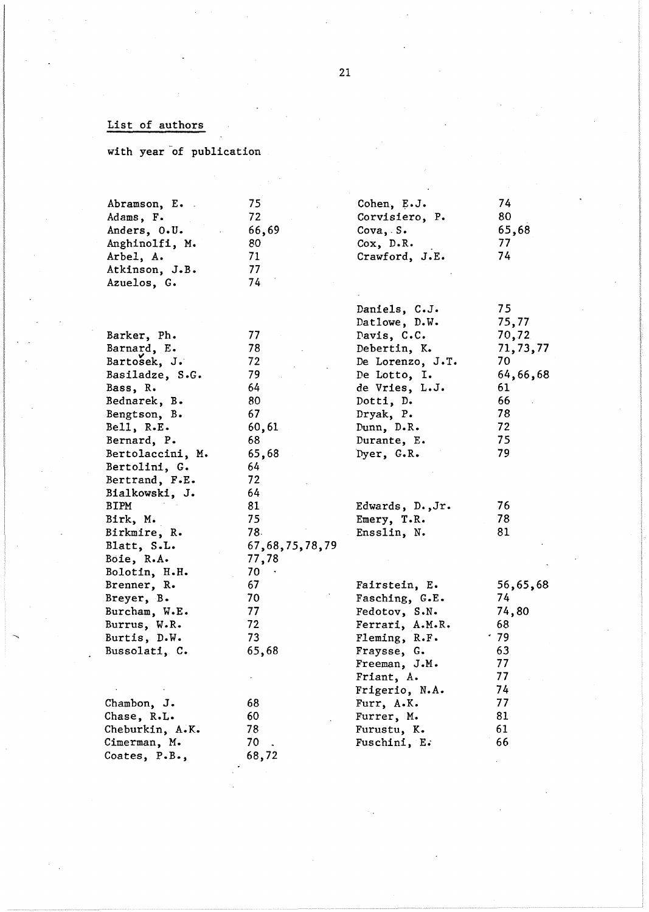List of authors

with year of publication

| | |
|---|---|
| Abramson, E. | 75 |
| Adams, F. | 72 |
| Anders, O.U. | 66,69 |
| Anghinolfi, M. | 80 |
| Arbel, A. | 71 |
| Atkinson, J.B. | 77 |
| Azuelos, G. | 74 |
| | |
| Barker, Ph. | 77 |
| Barnard, E. | 78 |
| Bartošek, J. | 72 |
| Basiladze, S.G. | 79 |
| Bass, R. | 64 |
| Bednarek, B. | 80 |
| Bengtson, B. | 67 |
| Bell, R.E. | 60,61 |
| Bernard, P. | 68 |
| Bertolaccini, M. | 65,68 |
| Bertolini, G. | 64 |
| Bertrand, F.E. | 72 |
| Bialkowski, J. | 64 |
| BIPM | 81 |
| Birk, M. | 75 |
| Birkmire, R. | 78 |
| Blatt, S.L. | 67,68,75,78,79 |
| Boie, R.A. | 77,78 |
| Bolotin, H.H. | 70 |
| Brenner, R. | 67 |
| Breyer, B. | 70 |
| Burcham, W.E. | 77 |
| Burrus, W.R. | 72 |
| Burtis, D.W. | 73 |
| Bussolati, C. | 65,68 |
| | |
| Chambon, J. | 68 |
| Chase, R.L. | 60 |
| Cheburkin, A.K. | 78 |
| Cimerman, M. | 70 |
| Coates, P.B., | 68,72 |
| Cohen, E.J. | 74 |
| Corvisiero, P. | 80 |
| Cova, S. | 65,68 |
| Cox, D.R. | 77 |
| Crawford, J.E. | 74 |
| | |
| Daniels, C.J. | 75 |
| Datlowe, D.W. | 75,77 |
| Davis, C.C. | 70,72 |
| Debertin, K. | 71,73,77 |
| De Lorenzo, J.T. | 70 |
| De Lotto, I. | 64,66,68 |
| de Vries, L.J. | 61 |
| Dotti, D. | 66 |
| Dryak, P. | 78 |
| Dunn, D.R. | 72 |
| Durante, E. | 75 |
| Dyer, G.R. | 79 |
| | |
| Edwards, D.,Jr. | 76 |
| Emery, T.R. | 78 |
| Ensslin, N. | 81 |
| | |
| Fairstein, E. | 56,65,68 |
| Fasching, G.E. | 74 |
| Fedotov, S.N. | 74,80 |
| Ferrari, A.M.R. | 68 |
| Fleming, R.F. | 79 |
| Fraysse, G. | 63 |
| Freeman, J.M. | 77 |
| Friant, A. | 77 |
| Frigerio, N.A. | 74 |
| Furr, A.K. | 77 |
| Furrer, M. | 81 |
| Furustu, K. | 61 |
| Fuschini, E. | 66 |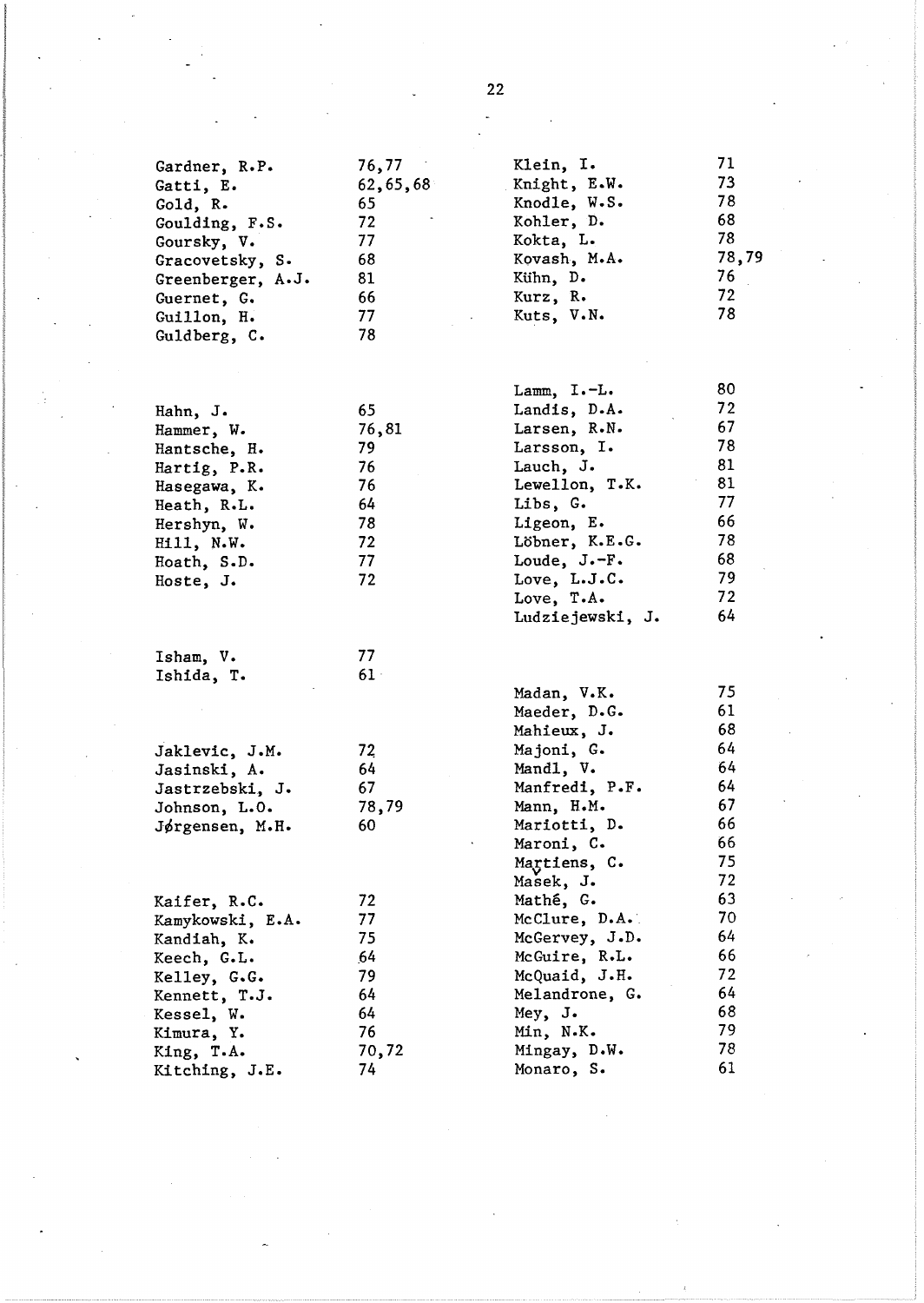Gardner, R.P. 76,77
Gatti, E. 62,65,68
Gold, R. 65
Goulding, F.S. 72
Goursky, V. 77
Gracovetsky, S. 68
Greenberger, A.J. 81
Guernet, G. 66
Guillon, H. 77
Guldberg, C. 78

Hahn, J. 65
Hammer, W. 76,81
Hantsche, H. 79
Hartig, P.R. 76
Hasegawa, K. 76
Heath, R.L. 64
Hershyn, W. 78
Hill, N.W. 72
Hoath, S.D. 77
Hoste, J. 72

Isham, V. 77
Ishida, T. 61

Jaklevic, J.M. 72
Jasinski, A. 64
Jastrzebski, J. 67
Johnson, L.O. 78,79
Jørgensen, M.H. 60

Kaifer, R.C. 72
Kamykowski, E.A. 77
Kandiah, K. 75
Keech, G.L. 64
Kelley, G.G. 79
Kennett, T.J. 64
Kessel, W. 64
Kimura, Y. 76
King, T.A. 70,72
Kitching, J.E. 74

Klein, I. 71
Knight, E.W. 73
Knodle, W.S. 78
Kohler, D. 68
Kokta, L. 78
Kovash, M.A. 78,79
Kühn, D. 76
Kurz, R. 72
Kuts, V.N. 78

Lamm, I.-L. 80
Landis, D.A. 72
Larsen, R.N. 67
Larsson, I. 78
Lauch, J. 81
Lewellon, T.K. 81
Libs, G. 77
Ligeon, E. 66
Löbner, K.E.G. 78
Loude, J.-F. 68
Love, L.J.C. 79
Love, T.A. 72
Ludziejewski, J. 64

Madan, V.K. 75
Maeder, D.G. 61
Mahieux, J. 68
Majoni, G. 64
Mandl, V. 64
Manfredi, P.F. 64
Mann, H.M. 67
Mariotti, D. 66
Maroni, C. 66
Martiens, C. 75
Mašek, J. 72
Mathé, G. 63
McClure, D.A. 70
McGervey, J.D. 64
McGuire, R.L. 66
McQuaid, J.H. 72
Melandrone, G. 64
Mey, J. 68
Min, N.K. 79
Mingay, D.W. 78
Monaro, S. 61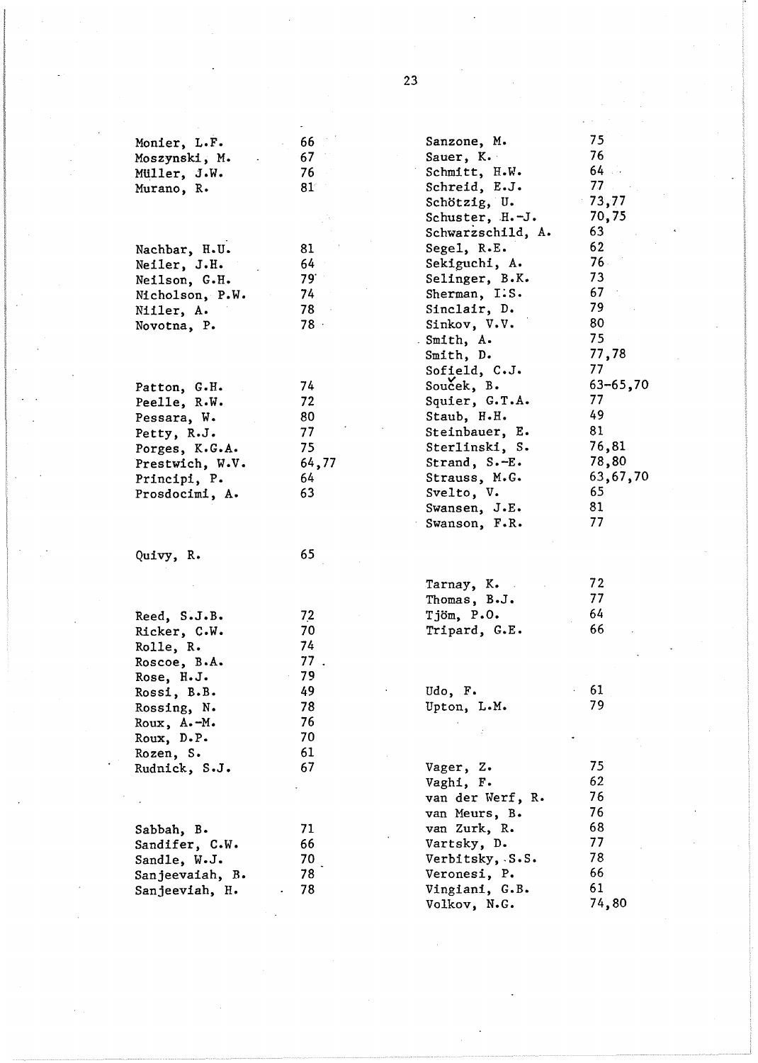Monier, L.F. 66
Moszynski, M. 67
Müller, J.W. 76
Murano, R. 81

Nachbar, H.U. 81
Neiler, J.H. 64
Neilson, G.H. 79
Nicholson, P.W. 74
Niiler, A. 78
Novotna, P. 78

Patton, G.H. 74
Peelle, R.W. 72
Pessara, W. 80
Petty, R.J. 77
Porges, K.G.A. 75
Prestwich, W.V. 64,77
Principi, P. 64
Prosdocimi, A. 63

Quivy, R. 65

Reed, S.J.B. 72
Ricker, C.W. 70
Rolle, R. 74
Roscoe, B.A. 77
Rose, H.J. 79
Rossi, B.B. 49
Rossing, N. 78
Roux, A.-M. 76
Roux, D.P. 70
Rozen, S. 61
Rudnick, S.J. 67

Sabbah, B. 71
Sandifer, C.W. 66
Sandle, W.J. 70
Sanjeevaiah, B. 78
Sanjeeviah, H. 78
Sanzone, M. 75
Sauer, K. 76
Schmitt, H.W. 64
Schreid, E.J. 77
Schötzig, U. 73,77
Schuster, H.-J. 70,75
Schwarzschild, A. 63
Segel, R.E. 62
Sekiguchi, A. 76
Selinger, B.K. 73
Sherman, I.S. 67
Sinclair, D. 79
Sinkov, V.V. 80
Smith, A. 75
Smith, D. 77,78
Sofield, C.J. 77
Souček, B. 63-65,70
Squier, G.T.A. 77
Staub, H.H. 49
Steinbauer, E. 81
Sterlinski, S. 76,81
Strand, S.-E. 78,80
Strauss, M.G. 63,67,70
Svelto, V. 65
Swansen, J.E. 81
Swanson, F.R. 77

Tarnay, K. 72
Thomas, B.J. 77
Tjöm, P.O. 64
Tripard, G.E. 66

Udo, F. 61
Upton, L.M. 79

Vager, Z. 75
Vaghi, F. 62
van der Werf, R. 76
van Meurs, B. 76
van Zurk, R. 68
Vartsky, D. 77
Verbitsky, S.S. 78
Veronesi, P. 66
Vingiani, G.B. 61
Volkov, N.G. 74,80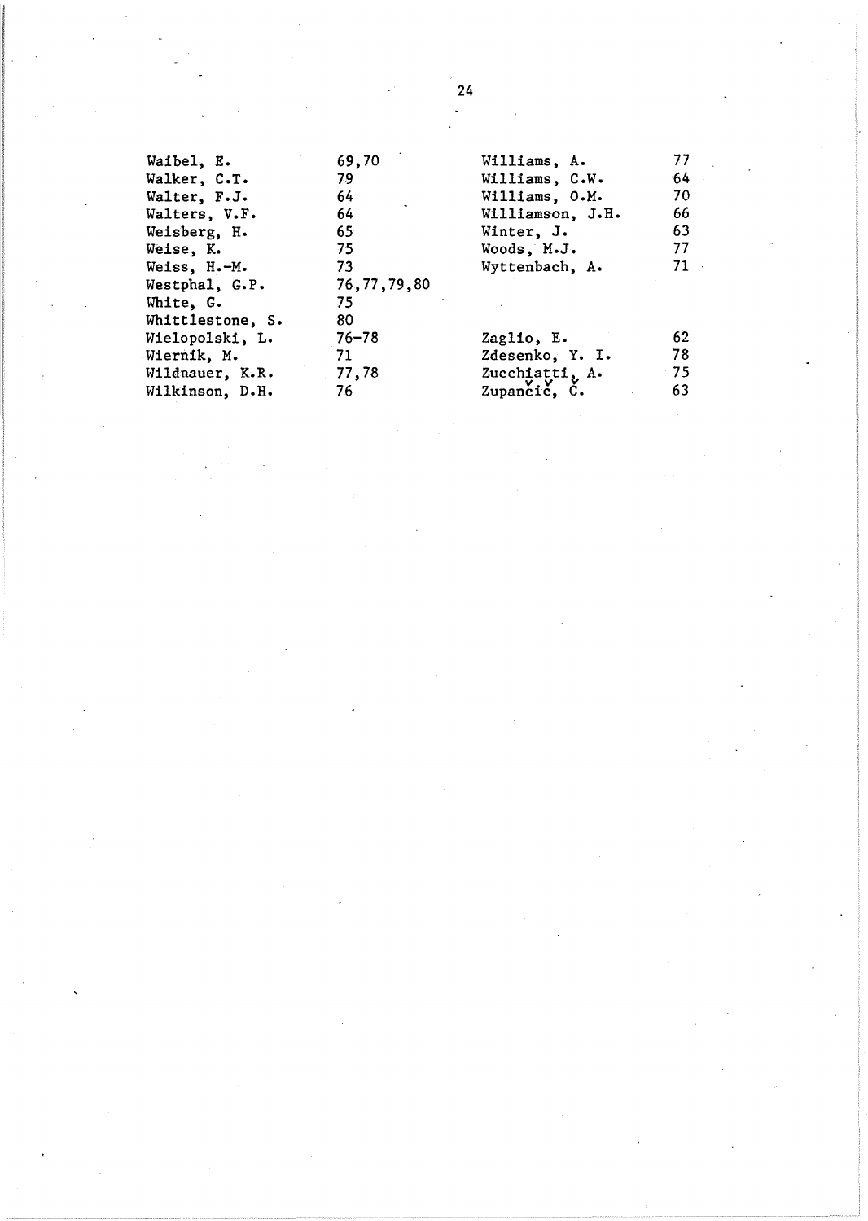| | | | |
|---|---|---|---|
| Waibel, E. | 69,70 | Williams, A. | 77 |
| Walker, C.T. | 79 | Williams, C.W. | 64 |
| Walter, F.J. | 64 | Williams, O.M. | 70 |
| Walters, V.F. | 64 | Williamson, J.H. | 66 |
| Weisberg, H. | 65 | Winter, J. | 63 |
| Weise, K. | 75 | Woods, M.J. | 77 |
| Weiss, H.-M. | 73 | Wyttenbach, A. | 71 |
| Westphal, G.P. | 76,77,79,80 | | |
| White, G. | 75 | | |
| Whittlestone, S. | 80 | | |
| Wielopolski, L. | 76-78 | Zaglio, E. | 62 |
| Wiernik, M. | 71 | Zdesenko, Y. I. | 78 |
| Wildnauer, K.R. | 77,78 | Zucchiatti, A. | 75 |
| Wilkinson, D.H. | 76 | Zupančič, Č. | 63 |